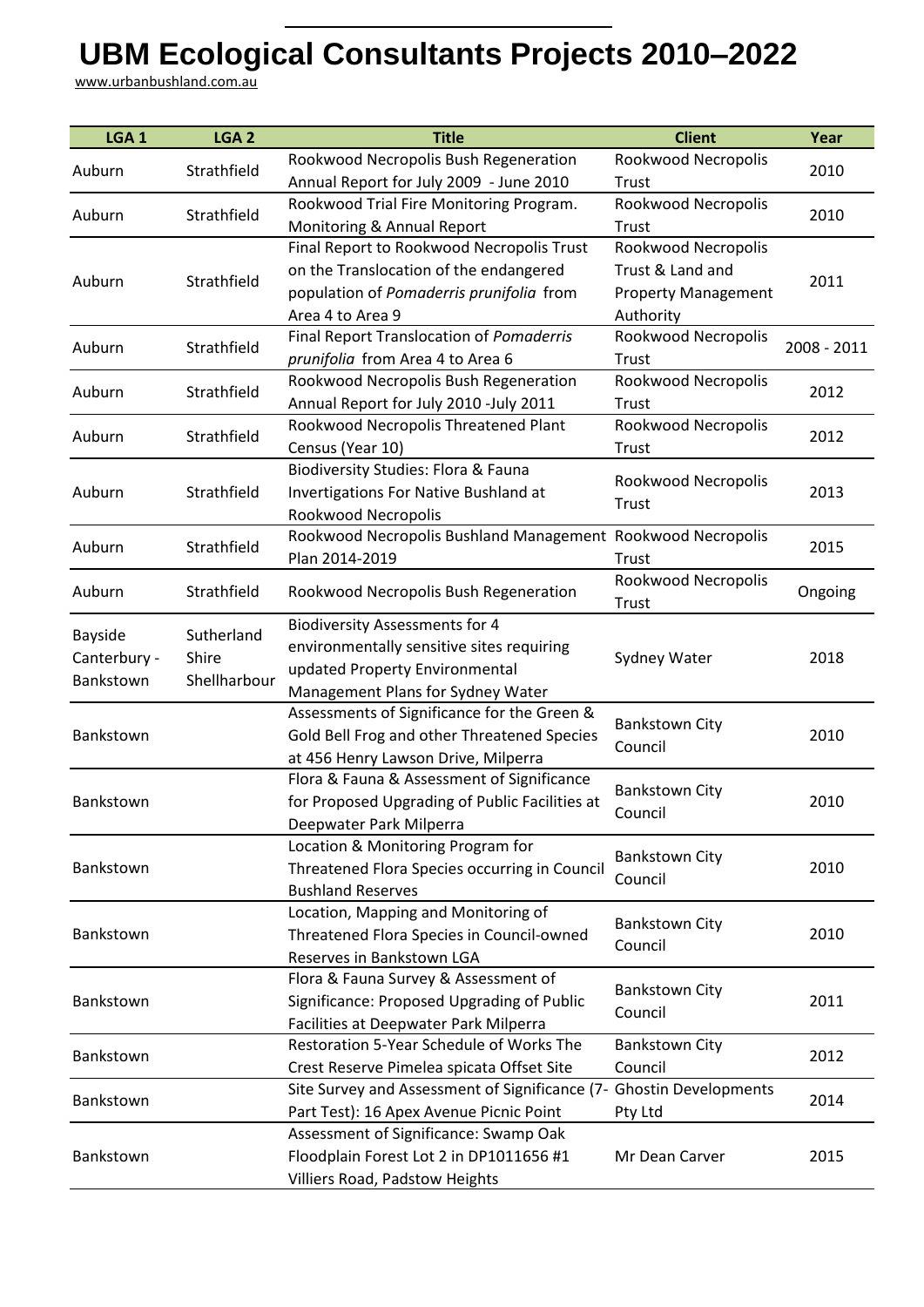# UBM Ecological Consultants Projects 2010–2022

www.urbanbushland.com.au

| LGA 1 | LGA 2 | Title | Client | Year |
|---|---|---|---|---|
| Auburn | Strathfield | Rookwood Necropolis Bush Regeneration Annual Report for July 2009 - June 2010 | Rookwood Necropolis Trust | 2010 |
| Auburn | Strathfield | Rookwood Trial Fire Monitoring Program. Monitoring & Annual Report | Rookwood Necropolis Trust | 2010 |
| Auburn | Strathfield | Final Report to Rookwood Necropolis Trust on the Translocation of the endangered population of *Pomaderris prunifolia* from Area 4 to Area 9 | Rookwood Necropolis Trust & Land and Property Management Authority | 2011 |
| Auburn | Strathfield | Final Report Translocation of *Pomaderris prunifolia* from Area 4 to Area 6 | Rookwood Necropolis Trust | 2008 - 2011 |
| Auburn | Strathfield | Rookwood Necropolis Bush Regeneration Annual Report for July 2010 -July 2011 | Rookwood Necropolis Trust | 2012 |
| Auburn | Strathfield | Rookwood Necropolis Threatened Plant Census (Year 10) | Rookwood Necropolis Trust | 2012 |
| Auburn | Strathfield | Biodiversity Studies: Flora & Fauna Invertigations For Native Bushland at Rookwood Necropolis | Rookwood Necropolis Trust | 2013 |
| Auburn | Strathfield | Rookwood Necropolis Bushland Management Plan 2014-2019 | Rookwood Necropolis Trust | 2015 |
| Auburn | Strathfield | Rookwood Necropolis Bush Regeneration | Rookwood Necropolis Trust | Ongoing |
| Bayside Canterbury - Bankstown | Sutherland Shire Shellharbour | Biodiversity Assessments for 4 environmentally sensitive sites requiring updated Property Environmental Management Plans for Sydney Water | Sydney Water | 2018 |
| Bankstown | | Assessments of Significance for the Green & Gold Bell Frog and other Threatened Species at 456 Henry Lawson Drive, Milperra | Bankstown City Council | 2010 |
| Bankstown | | Flora & Fauna & Assessment of Significance for Proposed Upgrading of Public Facilities at Deepwater Park Milperra | Bankstown City Council | 2010 |
| Bankstown | | Location & Monitoring Program for Threatened Flora Species occurring in Council Bushland Reserves | Bankstown City Council | 2010 |
| Bankstown | | Location, Mapping and Monitoring of Threatened Flora Species in Council-owned Reserves in Bankstown LGA | Bankstown City Council | 2010 |
| Bankstown | | Flora & Fauna Survey & Assessment of Significance: Proposed Upgrading of Public Facilities at Deepwater Park Milperra | Bankstown City Council | 2011 |
| Bankstown | | Restoration 5-Year Schedule of Works The Crest Reserve Pimelea spicata Offset Site | Bankstown City Council | 2012 |
| Bankstown | | Site Survey and Assessment of Significance (7-Part Test): 16 Apex Avenue Picnic Point | Ghostin Developments Pty Ltd | 2014 |
| Bankstown | | Assessment of Significance: Swamp Oak Floodplain Forest Lot 2 in DP1011656 #1 Villiers Road, Padstow Heights | Mr Dean Carver | 2015 |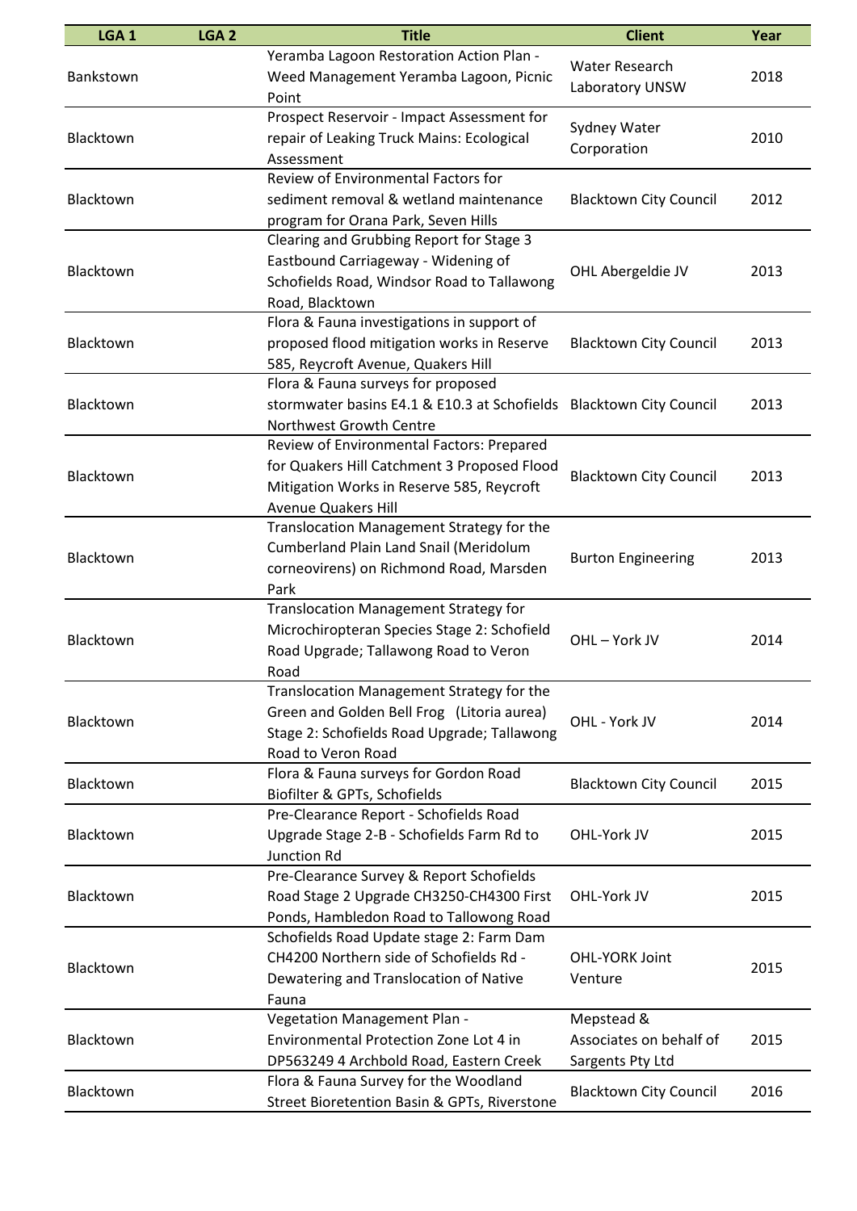| LGA 1 | LGA 2 | Title | Client | Year |
|---|---|---|---|---|
| Bankstown | | Yeramba Lagoon Restoration Action Plan - Weed Management Yeramba Lagoon, Picnic Point | Water Research Laboratory UNSW | 2018 |
| Blacktown | | Prospect Reservoir - Impact Assessment for repair of Leaking Truck Mains: Ecological Assessment | Sydney Water Corporation | 2010 |
| Blacktown | | Review of Environmental Factors for sediment removal & wetland maintenance program for Orana Park, Seven Hills | Blacktown City Council | 2012 |
| Blacktown | | Clearing and Grubbing Report for Stage 3 Eastbound Carriageway - Widening of Schofields Road, Windsor Road to Tallawong Road, Blacktown | OHL Abergeldie JV | 2013 |
| Blacktown | | Flora & Fauna investigations in support of proposed flood mitigation works in Reserve 585, Reycroft Avenue, Quakers Hill | Blacktown City Council | 2013 |
| Blacktown | | Flora & Fauna surveys for proposed stormwater basins E4.1 & E10.3 at Schofields Northwest Growth Centre | Blacktown City Council | 2013 |
| Blacktown | | Review of Environmental Factors: Prepared for Quakers Hill Catchment 3 Proposed Flood Mitigation Works in Reserve 585, Reycroft Avenue Quakers Hill | Blacktown City Council | 2013 |
| Blacktown | | Translocation Management Strategy for the Cumberland Plain Land Snail (Meridolum corneovirens) on Richmond Road, Marsden Park | Burton Engineering | 2013 |
| Blacktown | | Translocation Management Strategy for Microchiropteran Species Stage 2: Schofield Road Upgrade; Tallawong Road to Veron Road | OHL – York JV | 2014 |
| Blacktown | | Translocation Management Strategy for the Green and Golden Bell Frog (Litoria aurea) Stage 2: Schofields Road Upgrade; Tallawong Road to Veron Road | OHL - York JV | 2014 |
| Blacktown | | Flora & Fauna surveys for Gordon Road Biofilter & GPTs, Schofields | Blacktown City Council | 2015 |
| Blacktown | | Pre-Clearance Report - Schofields Road Upgrade Stage 2-B - Schofields Farm Rd to Junction Rd | OHL-York JV | 2015 |
| Blacktown | | Pre-Clearance Survey & Report Schofields Road Stage 2 Upgrade CH3250-CH4300 First Ponds, Hambledon Road to Tallowong Road | OHL-York JV | 2015 |
| Blacktown | | Schofields Road Update stage 2: Farm Dam CH4200 Northern side of Schofields Rd - Dewatering and Translocation of Native Fauna | OHL-YORK Joint Venture | 2015 |
| Blacktown | | Vegetation Management Plan - Environmental Protection Zone Lot 4 in DP563249 4 Archbold Road, Eastern Creek | Mepstead & Associates on behalf of Sargents Pty Ltd | 2015 |
| Blacktown | | Flora & Fauna Survey for the Woodland Street Bioretention Basin & GPTs, Riverstone | Blacktown City Council | 2016 |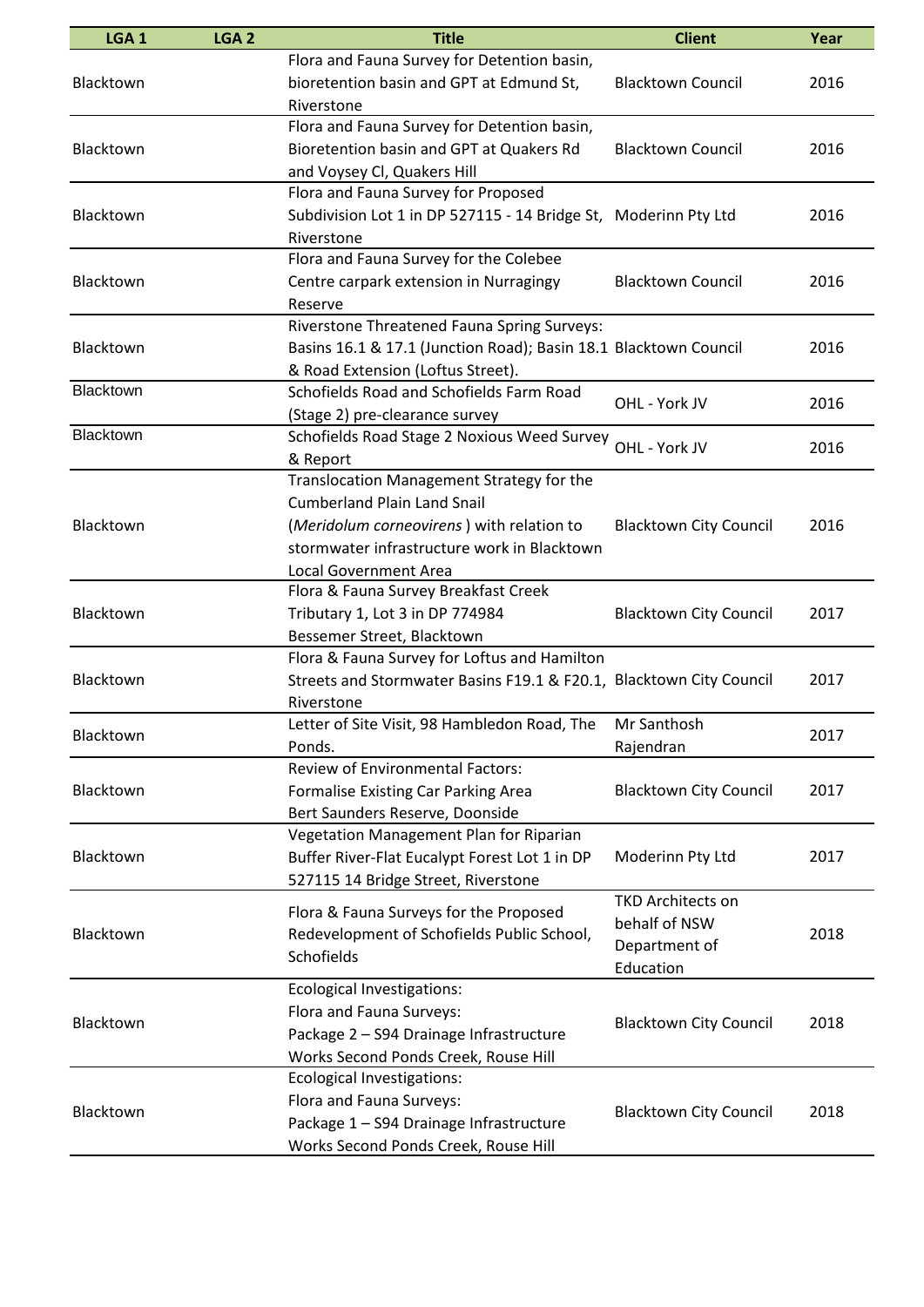| LGA 1 | LGA 2 | Title | Client | Year |
|---|---|---|---|---|
| Blacktown | | Flora and Fauna Survey for Detention basin, bioretention basin and GPT at Edmund St, Riverstone | Blacktown Council | 2016 |
| Blacktown | | Flora and Fauna Survey for Detention basin, Bioretention basin and GPT at Quakers Rd and Voysey Cl, Quakers Hill | Blacktown Council | 2016 |
| Blacktown | | Flora and Fauna Survey for Proposed Subdivision Lot 1 in DP 527115 - 14 Bridge St, Riverstone | Moderinn Pty Ltd | 2016 |
| Blacktown | | Flora and Fauna Survey for the Colebee Centre carpark extension in Nurragingy Reserve | Blacktown Council | 2016 |
| Blacktown | | Riverstone Threatened Fauna Spring Surveys: Basins 16.1 & 17.1 (Junction Road); Basin 18.1 & Road Extension (Loftus Street). | Blacktown Council | 2016 |
| Blacktown | | Schofields Road and Schofields Farm Road (Stage 2) pre-clearance survey | OHL - York JV | 2016 |
| Blacktown | | Schofields Road Stage 2 Noxious Weed Survey & Report | OHL - York JV | 2016 |
| Blacktown | | Translocation Management Strategy for the Cumberland Plain Land Snail (*Meridolum corneovirens* ) with relation to stormwater infrastructure work in Blacktown Local Government Area | Blacktown City Council | 2016 |
| Blacktown | | Flora & Fauna Survey Breakfast Creek Tributary 1, Lot 3 in DP 774984 Bessemer Street, Blacktown | Blacktown City Council | 2017 |
| Blacktown | | Flora & Fauna Survey for Loftus and Hamilton Streets and Stormwater Basins F19.1 & F20.1, Riverstone | Blacktown City Council | 2017 |
| Blacktown | | Letter of Site Visit, 98 Hambledon Road, The Ponds. | Mr Santhosh Rajendran | 2017 |
| Blacktown | | Review of Environmental Factors: Formalise Existing Car Parking Area Bert Saunders Reserve, Doonside | Blacktown City Council | 2017 |
| Blacktown | | Vegetation Management Plan for Riparian Buffer River-Flat Eucalypt Forest Lot 1 in DP 527115 14 Bridge Street, Riverstone | Moderinn Pty Ltd | 2017 |
| Blacktown | | Flora & Fauna Surveys for the Proposed Redevelopment of Schofields Public School, Schofields | TKD Architects on behalf of NSW Department of Education | 2018 |
| Blacktown | | Ecological Investigations: Flora and Fauna Surveys: Package 2 – S94 Drainage Infrastructure Works Second Ponds Creek, Rouse Hill | Blacktown City Council | 2018 |
| Blacktown | | Ecological Investigations: Flora and Fauna Surveys: Package 1 – S94 Drainage Infrastructure Works Second Ponds Creek, Rouse Hill | Blacktown City Council | 2018 |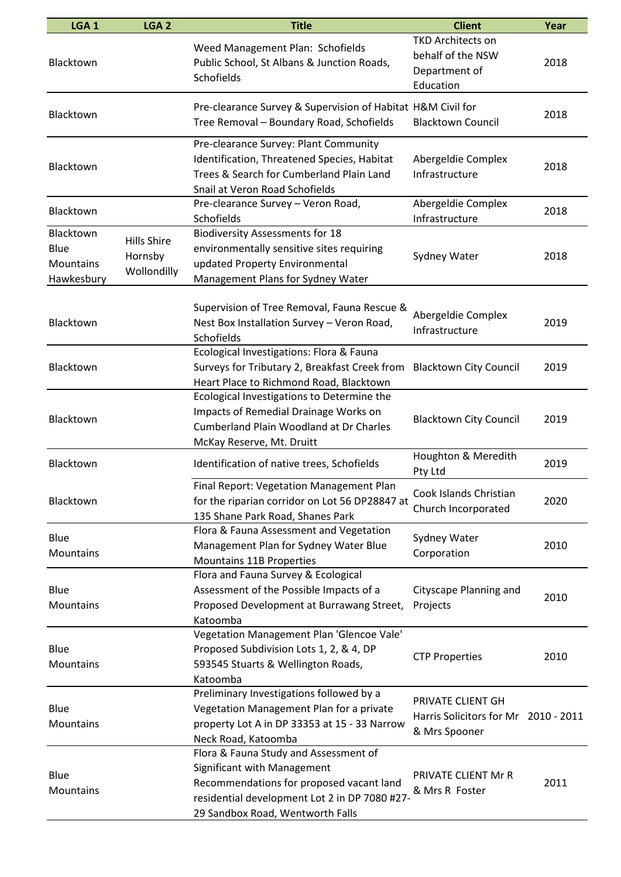| LGA 1 | LGA 2 | Title | Client | Year |
|---|---|---|---|---|
| Blacktown | | Weed Management Plan: Schofields Public School, St Albans & Junction Roads, Schofields | TKD Architects on behalf of the NSW Department of Education | 2018 |
| Blacktown | | Pre-clearance Survey & Supervision of Habitat Tree Removal – Boundary Road, Schofields | H&M Civil for Blacktown Council | 2018 |
| Blacktown | | Pre-clearance Survey: Plant Community Identification, Threatened Species, Habitat Trees & Search for Cumberland Plain Land Snail at Veron Road Schofields | Abergeldie Complex Infrastructure | 2018 |
| Blacktown | | Pre-clearance Survey – Veron Road, Schofields | Abergeldie Complex Infrastructure | 2018 |
| Blacktown Blue Mountains Hawkesbury | Hills Shire Hornsby Wollondilly | Biodiversity Assessments for 18 environmentally sensitive sites requiring updated Property Environmental Management Plans for Sydney Water | Sydney Water | 2018 |
| Blacktown | | Supervision of Tree Removal, Fauna Rescue & Nest Box Installation Survey – Veron Road, Schofields | Abergeldie Complex Infrastructure | 2019 |
| Blacktown | | Ecological Investigations: Flora & Fauna Surveys for Tributary 2, Breakfast Creek from Heart Place to Richmond Road, Blacktown | Blacktown City Council | 2019 |
| Blacktown | | Ecological Investigations to Determine the Impacts of Remedial Drainage Works on Cumberland Plain Woodland at Dr Charles McKay Reserve, Mt. Druitt | Blacktown City Council | 2019 |
| Blacktown | | Identification of native trees, Schofields | Houghton & Meredith Pty Ltd | 2019 |
| Blacktown | | Final Report: Vegetation Management Plan for the riparian corridor on Lot 56 DP28847 at 135 Shane Park Road, Shanes Park | Cook Islands Christian Church Incorporated | 2020 |
| Blue Mountains | | Flora & Fauna Assessment and Vegetation Management Plan for Sydney Water Blue Mountains 11B Properties | Sydney Water Corporation | 2010 |
| Blue Mountains | | Flora and Fauna Survey & Ecological Assessment of the Possible Impacts of a Proposed Development at Burrawang Street, Katoomba | Cityscape Planning and Projects | 2010 |
| Blue Mountains | | Vegetation Management Plan 'Glencoe Vale' Proposed Subdivision Lots 1, 2, & 4, DP 593545 Stuarts & Wellington Roads, Katoomba | CTP Properties | 2010 |
| Blue Mountains | | Preliminary Investigations followed by a Vegetation Management Plan for a private property Lot A in DP 33353 at 15 - 33 Narrow Neck Road, Katoomba | PRIVATE CLIENT GH Harris Solicitors for Mr & Mrs Spooner | 2010 - 2011 |
| Blue Mountains | | Flora & Fauna Study and Assessment of Significant with Management Recommendations for proposed vacant land residential development Lot 2 in DP 7080 #27-29 Sandbox Road, Wentworth Falls | PRIVATE CLIENT Mr R & Mrs R Foster | 2011 |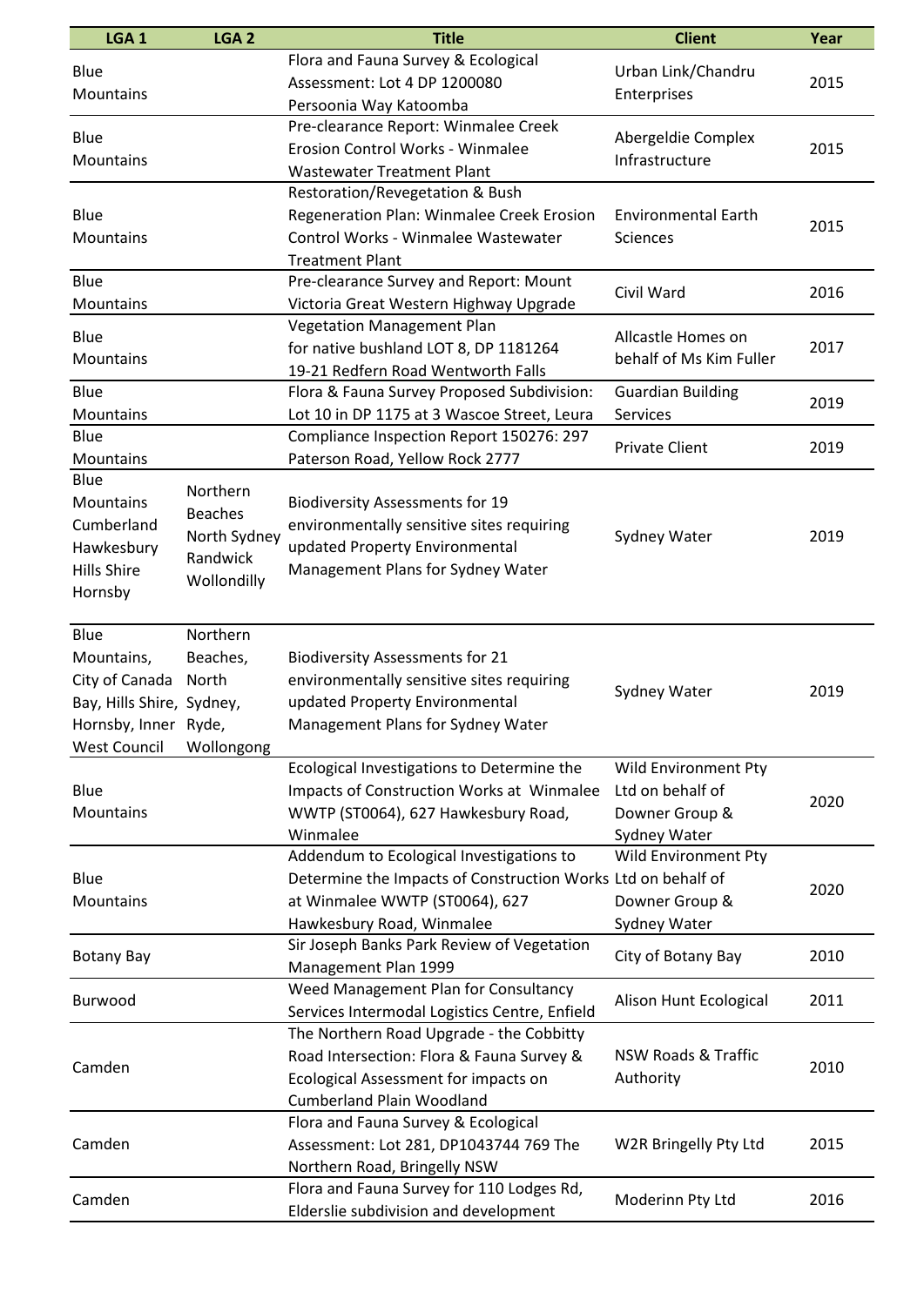| LGA 1 | LGA 2 | Title | Client | Year |
|---|---|---|---|---|
| Blue Mountains | | Flora and Fauna Survey & Ecological Assessment: Lot 4 DP 1200080 Persoonia Way Katoomba | Urban Link/Chandru Enterprises | 2015 |
| Blue Mountains | | Pre-clearance Report: Winmalee Creek Erosion Control Works - Winmalee Wastewater Treatment Plant | Abergeldie Complex Infrastructure | 2015 |
| Blue Mountains | | Restoration/Revegetation & Bush Regeneration Plan: Winmalee Creek Erosion Control Works - Winmalee Wastewater Treatment Plant | Environmental Earth Sciences | 2015 |
| Blue Mountains | | Pre-clearance Survey and Report: Mount Victoria Great Western Highway Upgrade | Civil Ward | 2016 |
| Blue Mountains | | Vegetation Management Plan for native bushland LOT 8, DP 1181264 19-21 Redfern Road Wentworth Falls | Allcastle Homes on behalf of Ms Kim Fuller | 2017 |
| Blue Mountains | | Flora & Fauna Survey Proposed Subdivision: Lot 10 in DP 1175 at 3 Wascoe Street, Leura | Guardian Building Services | 2019 |
| Blue Mountains | | Compliance Inspection Report 150276: 297 Paterson Road, Yellow Rock 2777 | Private Client | 2019 |
| Blue Mountains Cumberland Hawkesbury Hills Shire Hornsby | Northern Beaches North Sydney Randwick Wollondilly | Biodiversity Assessments for 19 environmentally sensitive sites requiring updated Property Environmental Management Plans for Sydney Water | Sydney Water | 2019 |
| Blue Mountains, City of Canada Bay, Hills Shire, Hornsby, Inner West Council | Northern Beaches, North Sydney, Ryde, Wollongong | Biodiversity Assessments for 21 environmentally sensitive sites requiring updated Property Environmental Management Plans for Sydney Water | Sydney Water | 2019 |
| Blue Mountains | | Ecological Investigations to Determine the Impacts of Construction Works at Winmalee WWTP (ST0064), 627 Hawkesbury Road, Winmalee | Wild Environment Pty Ltd on behalf of Downer Group & Sydney Water | 2020 |
| Blue Mountains | | Addendum to Ecological Investigations to Determine the Impacts of Construction Works at Winmalee WWTP (ST0064), 627 Hawkesbury Road, Winmalee | Wild Environment Pty Ltd on behalf of Downer Group & Sydney Water | 2020 |
| Botany Bay | | Sir Joseph Banks Park Review of Vegetation Management Plan 1999 | City of Botany Bay | 2010 |
| Burwood | | Weed Management Plan for Consultancy Services Intermodal Logistics Centre, Enfield | Alison Hunt Ecological | 2011 |
| Camden | | The Northern Road Upgrade - the Cobbitty Road Intersection: Flora & Fauna Survey & Ecological Assessment for impacts on Cumberland Plain Woodland | NSW Roads & Traffic Authority | 2010 |
| Camden | | Flora and Fauna Survey & Ecological Assessment: Lot 281, DP1043744 769 The Northern Road, Bringelly NSW | W2R Bringelly Pty Ltd | 2015 |
| Camden | | Flora and Fauna Survey for 110 Lodges Rd, Elderslie subdivision and development | Moderinn Pty Ltd | 2016 |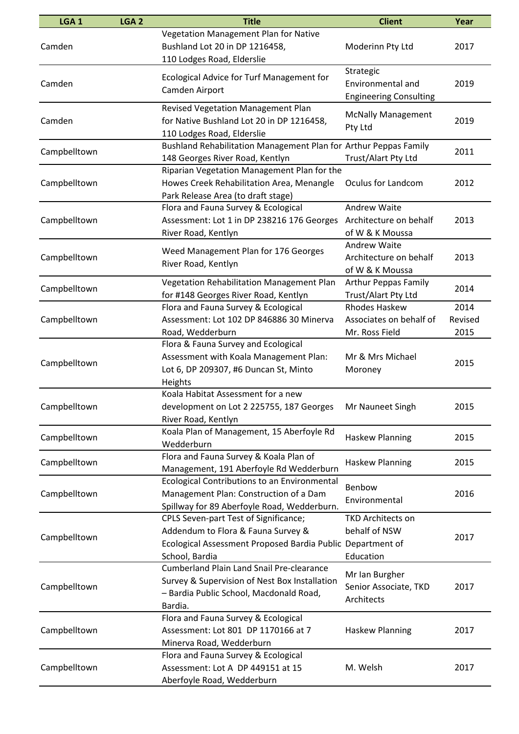| LGA 1 | LGA 2 | Title | Client | Year |
| --- | --- | --- | --- | --- |
| Camden | | Vegetation Management Plan for Native Bushland Lot 20 in DP 1216458, 110 Lodges Road, Elderslie | Moderinn Pty Ltd | 2017 |
| Camden | | Ecological Advice for Turf Management for Camden Airport | Strategic Environmental and Engineering Consulting | 2019 |
| Camden | | Revised Vegetation Management Plan for Native Bushland Lot 20 in DP 1216458, 110 Lodges Road, Elderslie | McNally Management Pty Ltd | 2019 |
| Campbelltown | | Bushland Rehabilitation Management Plan for 148 Georges River Road, Kentlyn | Arthur Peppas Family Trust/Alart Pty Ltd | 2011 |
| Campbelltown | | Riparian Vegetation Management Plan for the Howes Creek Rehabilitation Area, Menangle Park Release Area (to draft stage) | Oculus for Landcom | 2012 |
| Campbelltown | | Flora and Fauna Survey & Ecological Assessment: Lot 1 in DP 238216 176 Georges River Road, Kentlyn | Andrew Waite Architecture on behalf of W & K Moussa | 2013 |
| Campbelltown | | Weed Management Plan for 176 Georges River Road, Kentlyn | Andrew Waite Architecture on behalf of W & K Moussa | 2013 |
| Campbelltown | | Vegetation Rehabilitation Management Plan for #148 Georges River Road, Kentlyn | Arthur Peppas Family Trust/Alart Pty Ltd | 2014 |
| Campbelltown | | Flora and Fauna Survey & Ecological Assessment: Lot 102 DP 846886 30 Minerva Road, Wedderburn | Rhodes Haskew Associates on behalf of Mr. Ross Field | 2014 Revised 2015 |
| Campbelltown | | Flora & Fauna Survey and Ecological Assessment with Koala Management Plan: Lot 6, DP 209307, #6 Duncan St, Minto Heights | Mr & Mrs Michael Moroney | 2015 |
| Campbelltown | | Koala Habitat Assessment for a new development on Lot 2 225755, 187 Georges River Road, Kentlyn | Mr Nauneet Singh | 2015 |
| Campbelltown | | Koala Plan of Management, 15 Aberfoyle Rd Wedderburn | Haskew Planning | 2015 |
| Campbelltown | | Flora and Fauna Survey & Koala Plan of Management, 191 Aberfoyle Rd Wedderburn | Haskew Planning | 2015 |
| Campbelltown | | Ecological Contributions to an Environmental Management Plan: Construction of a Dam Spillway for 89 Aberfoyle Road, Wedderburn. | Benbow Environmental | 2016 |
| Campbelltown | | CPLS Seven-part Test of Significance; Addendum to Flora & Fauna Survey & Ecological Assessment Proposed Bardia Public School, Bardia | TKD Architects on behalf of NSW Department of Education | 2017 |
| Campbelltown | | Cumberland Plain Land Snail Pre-clearance Survey & Supervision of Nest Box Installation – Bardia Public School, Macdonald Road, Bardia. | Mr Ian Burgher Senior Associate, TKD Architects | 2017 |
| Campbelltown | | Flora and Fauna Survey & Ecological Assessment: Lot 801 DP 1170166 at 7 Minerva Road, Wedderburn | Haskew Planning | 2017 |
| Campbelltown | | Flora and Fauna Survey & Ecological Assessment: Lot A DP 449151 at 15 Aberfoyle Road, Wedderburn | M. Welsh | 2017 |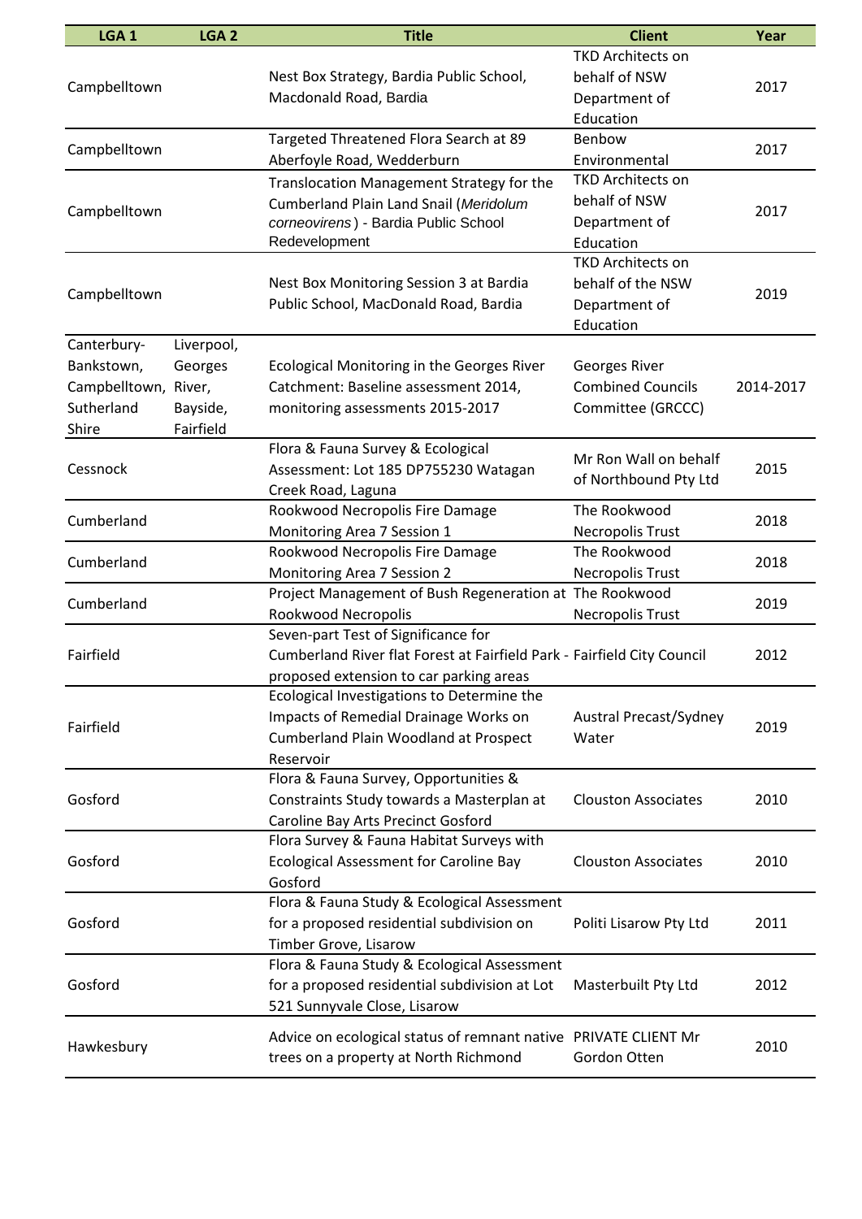| LGA 1 | LGA 2 | Title | Client | Year |
| --- | --- | --- | --- | --- |
| Campbelltown | | Nest Box Strategy, Bardia Public School, Macdonald Road, Bardia | TKD Architects on behalf of NSW Department of Education | 2017 |
| Campbelltown | | Targeted Threatened Flora Search at 89 Aberfoyle Road, Wedderburn | Benbow Environmental | 2017 |
| Campbelltown | | Translocation Management Strategy for the Cumberland Plain Land Snail (*Meridolum corneovirens*) - Bardia Public School Redevelopment | TKD Architects on behalf of NSW Department of Education | 2017 |
| Campbelltown | | Nest Box Monitoring Session 3 at Bardia Public School, MacDonald Road, Bardia | TKD Architects on behalf of the NSW Department of Education | 2019 |
| Canterbury-Bankstown, Campbelltown, Sutherland Shire | Liverpool, Georges River, Bayside, Fairfield | Ecological Monitoring in the Georges River Catchment: Baseline assessment 2014, monitoring assessments 2015-2017 | Georges River Combined Councils Committee (GRCCC) | 2014-2017 |
| Cessnock | | Flora & Fauna Survey & Ecological Assessment: Lot 185 DP755230 Watagan Creek Road, Laguna | Mr Ron Wall on behalf of Northbound Pty Ltd | 2015 |
| Cumberland | | Rookwood Necropolis Fire Damage Monitoring Area 7 Session 1 | The Rookwood Necropolis Trust | 2018 |
| Cumberland | | Rookwood Necropolis Fire Damage Monitoring Area 7 Session 2 | The Rookwood Necropolis Trust | 2018 |
| Cumberland | | Project Management of Bush Regeneration at Rookwood Necropolis | The Rookwood Necropolis Trust | 2019 |
| Fairfield | | Seven-part Test of Significance for Cumberland River flat Forest at Fairfield Park - proposed extension to car parking areas | Fairfield City Council | 2012 |
| Fairfield | | Ecological Investigations to Determine the Impacts of Remedial Drainage Works on Cumberland Plain Woodland at Prospect Reservoir | Austral Precast/Sydney Water | 2019 |
| Gosford | | Flora & Fauna Survey, Opportunities & Constraints Study towards a Masterplan at Caroline Bay Arts Precinct Gosford | Clouston Associates | 2010 |
| Gosford | | Flora Survey & Fauna Habitat Surveys with Ecological Assessment for Caroline Bay Gosford | Clouston Associates | 2010 |
| Gosford | | Flora & Fauna Study & Ecological Assessment for a proposed residential subdivision on Timber Grove, Lisarow | Politi Lisarow Pty Ltd | 2011 |
| Gosford | | Flora & Fauna Study & Ecological Assessment for a proposed residential subdivision at Lot 521 Sunnyvale Close, Lisarow | Masterbuilt Pty Ltd | 2012 |
| Hawkesbury | | Advice on ecological status of remnant native trees on a property at North Richmond | PRIVATE CLIENT Mr Gordon Otten | 2010 |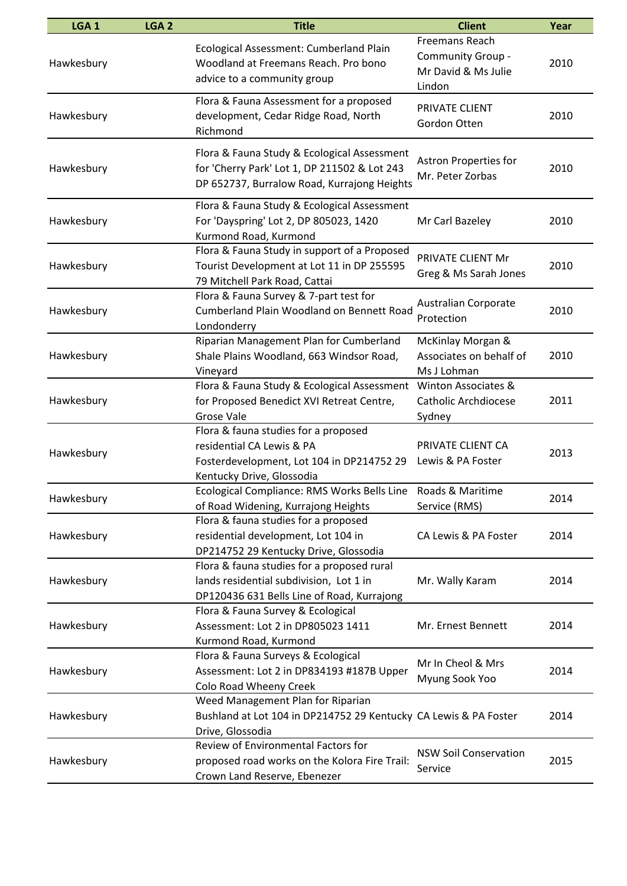| LGA 1 | LGA 2 | Title | Client | Year |
|---|---|---|---|---|
| Hawkesbury | | Ecological Assessment: Cumberland Plain Woodland at Freemans Reach. Pro bono advice to a community group | Freemans Reach Community Group - Mr David & Ms Julie Lindon | 2010 |
| Hawkesbury | | Flora & Fauna Assessment for a proposed development, Cedar Ridge Road, North Richmond | PRIVATE CLIENT Gordon Otten | 2010 |
| Hawkesbury | | Flora & Fauna Study & Ecological Assessment for 'Cherry Park' Lot 1, DP 211502 & Lot 243 DP 652737, Burralow Road, Kurrajong Heights | Astron Properties for Mr. Peter Zorbas | 2010 |
| Hawkesbury | | Flora & Fauna Study & Ecological Assessment For 'Dayspring' Lot 2, DP 805023, 1420 Kurmond Road, Kurmond | Mr Carl Bazeley | 2010 |
| Hawkesbury | | Flora & Fauna Study in support of a Proposed Tourist Development at Lot 11 in DP 255595 79 Mitchell Park Road, Cattai | PRIVATE CLIENT Mr Greg & Ms Sarah Jones | 2010 |
| Hawkesbury | | Flora & Fauna Survey & 7-part test for Cumberland Plain Woodland on Bennett Road Londonderry | Australian Corporate Protection | 2010 |
| Hawkesbury | | Riparian Management Plan for Cumberland Shale Plains Woodland, 663 Windsor Road, Vineyard | McKinlay Morgan & Associates on behalf of Ms J Lohman | 2010 |
| Hawkesbury | | Flora & Fauna Study & Ecological Assessment for Proposed Benedict XVI Retreat Centre, Grose Vale | Winton Associates & Catholic Archdiocese Sydney | 2011 |
| Hawkesbury | | Flora & fauna studies for a proposed residential CA Lewis & PA Fosterdevelopment, Lot 104 in DP214752 29 Kentucky Drive, Glossodia | PRIVATE CLIENT CA Lewis & PA Foster | 2013 |
| Hawkesbury | | Ecological Compliance: RMS Works Bells Line of Road Widening, Kurrajong Heights | Roads & Maritime Service (RMS) | 2014 |
| Hawkesbury | | Flora & fauna studies for a proposed residential development, Lot 104 in DP214752 29 Kentucky Drive, Glossodia | CA Lewis & PA Foster | 2014 |
| Hawkesbury | | Flora & fauna studies for a proposed rural lands residential subdivision, Lot 1 in DP120436 631 Bells Line of Road, Kurrajong | Mr. Wally Karam | 2014 |
| Hawkesbury | | Flora & Fauna Survey & Ecological Assessment: Lot 2 in DP805023 1411 Kurmond Road, Kurmond | Mr. Ernest Bennett | 2014 |
| Hawkesbury | | Flora & Fauna Surveys & Ecological Assessment: Lot 2 in DP834193 #187B Upper Colo Road Wheeny Creek | Mr In Cheol & Mrs Myung Sook Yoo | 2014 |
| Hawkesbury | | Weed Management Plan for Riparian Bushland at Lot 104 in DP214752 29 Kentucky Drive, Glossodia | CA Lewis & PA Foster | 2014 |
| Hawkesbury | | Review of Environmental Factors for proposed road works on the Kolora Fire Trail: Crown Land Reserve, Ebenezer | NSW Soil Conservation Service | 2015 |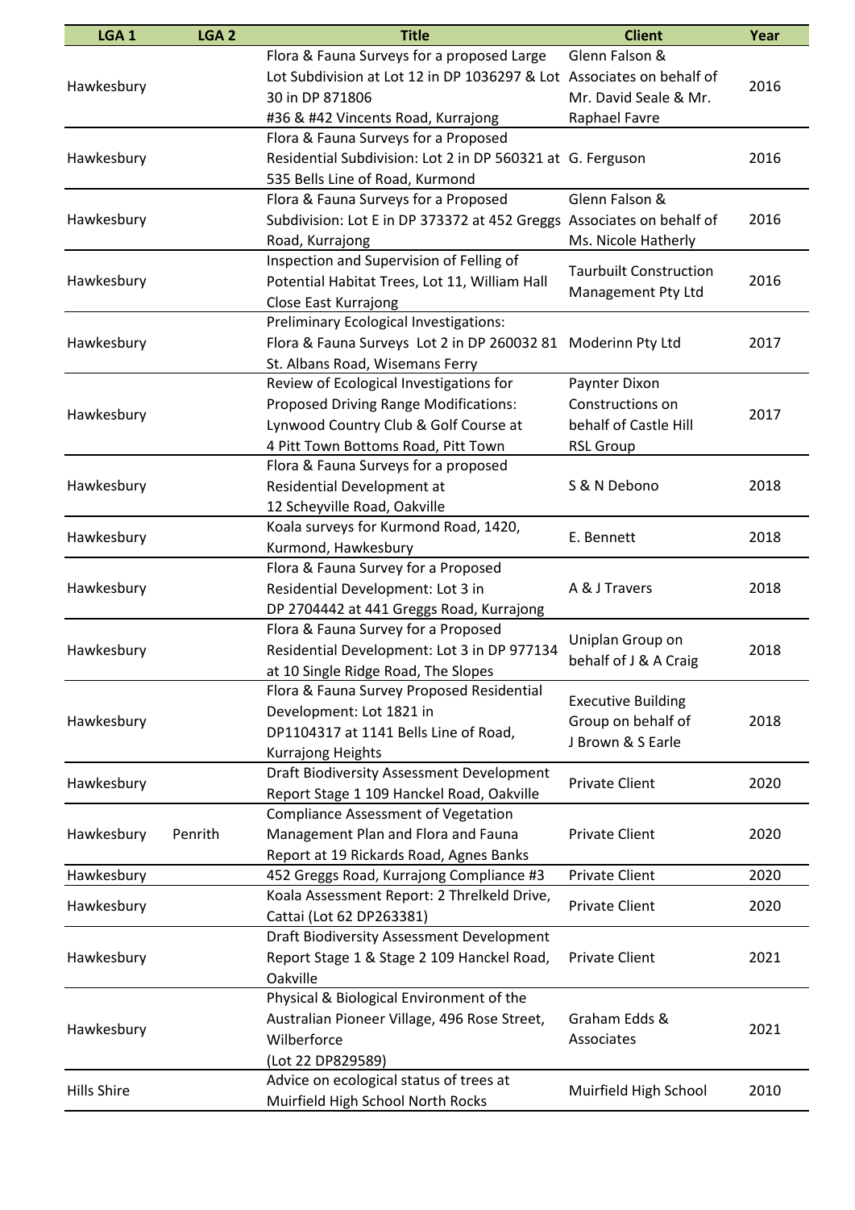| LGA 1 | LGA 2 | Title | Client | Year |
|---|---|---|---|---|
| Hawkesbury | | Flora & Fauna Surveys for a proposed Large Lot Subdivision at Lot 12 in DP 1036297 & Lot 30 in DP 871806 #36 & #42 Vincents Road, Kurrajong | Glenn Falson & Associates on behalf of Mr. David Seale & Mr. Raphael Favre | 2016 |
| Hawkesbury | | Flora & Fauna Surveys for a Proposed Residential Subdivision: Lot 2 in DP 560321 at 535 Bells Line of Road, Kurmond | G. Ferguson | 2016 |
| Hawkesbury | | Flora & Fauna Surveys for a Proposed Subdivision: Lot E in DP 373372 at 452 Greggs Road, Kurrajong | Glenn Falson & Associates on behalf of Ms. Nicole Hatherly | 2016 |
| Hawkesbury | | Inspection and Supervision of Felling of Potential Habitat Trees, Lot 11, William Hall Close East Kurrajong | Taurbuilt Construction Management Pty Ltd | 2016 |
| Hawkesbury | | Preliminary Ecological Investigations: Flora & Fauna Surveys Lot 2 in DP 260032 81 St. Albans Road, Wisemans Ferry | Moderinn Pty Ltd | 2017 |
| Hawkesbury | | Review of Ecological Investigations for Proposed Driving Range Modifications: Lynwood Country Club & Golf Course at 4 Pitt Town Bottoms Road, Pitt Town | Paynter Dixon Constructions on behalf of Castle Hill RSL Group | 2017 |
| Hawkesbury | | Flora & Fauna Surveys for a proposed Residential Development at 12 Scheyville Road, Oakville | S & N Debono | 2018 |
| Hawkesbury | | Koala surveys for Kurmond Road, 1420, Kurmond, Hawkesbury | E. Bennett | 2018 |
| Hawkesbury | | Flora & Fauna Survey for a Proposed Residential Development: Lot 3 in DP 2704442 at 441 Greggs Road, Kurrajong | A & J Travers | 2018 |
| Hawkesbury | | Flora & Fauna Survey for a Proposed Residential Development: Lot 3 in DP 977134 at 10 Single Ridge Road, The Slopes | Uniplan Group on behalf of J & A Craig | 2018 |
| Hawkesbury | | Flora & Fauna Survey Proposed Residential Development: Lot 1821 in DP1104317 at 1141 Bells Line of Road, Kurrajong Heights | Executive Building Group on behalf of J Brown & S Earle | 2018 |
| Hawkesbury | | Draft Biodiversity Assessment Development Report Stage 1 109 Hanckel Road, Oakville | Private Client | 2020 |
| Hawkesbury | Penrith | Compliance Assessment of Vegetation Management Plan and Flora and Fauna Report at 19 Rickards Road, Agnes Banks | Private Client | 2020 |
| Hawkesbury | | 452 Greggs Road, Kurrajong Compliance #3 | Private Client | 2020 |
| Hawkesbury | | Koala Assessment Report: 2 Threlkeld Drive, Cattai (Lot 62 DP263381) | Private Client | 2020 |
| Hawkesbury | | Draft Biodiversity Assessment Development Report Stage 1 & Stage 2 109 Hanckel Road, Oakville | Private Client | 2021 |
| Hawkesbury | | Physical & Biological Environment of the Australian Pioneer Village, 496 Rose Street, Wilberforce (Lot 22 DP829589) | Graham Edds & Associates | 2021 |
| Hills Shire | | Advice on ecological status of trees at Muirfield High School North Rocks | Muirfield High School | 2010 |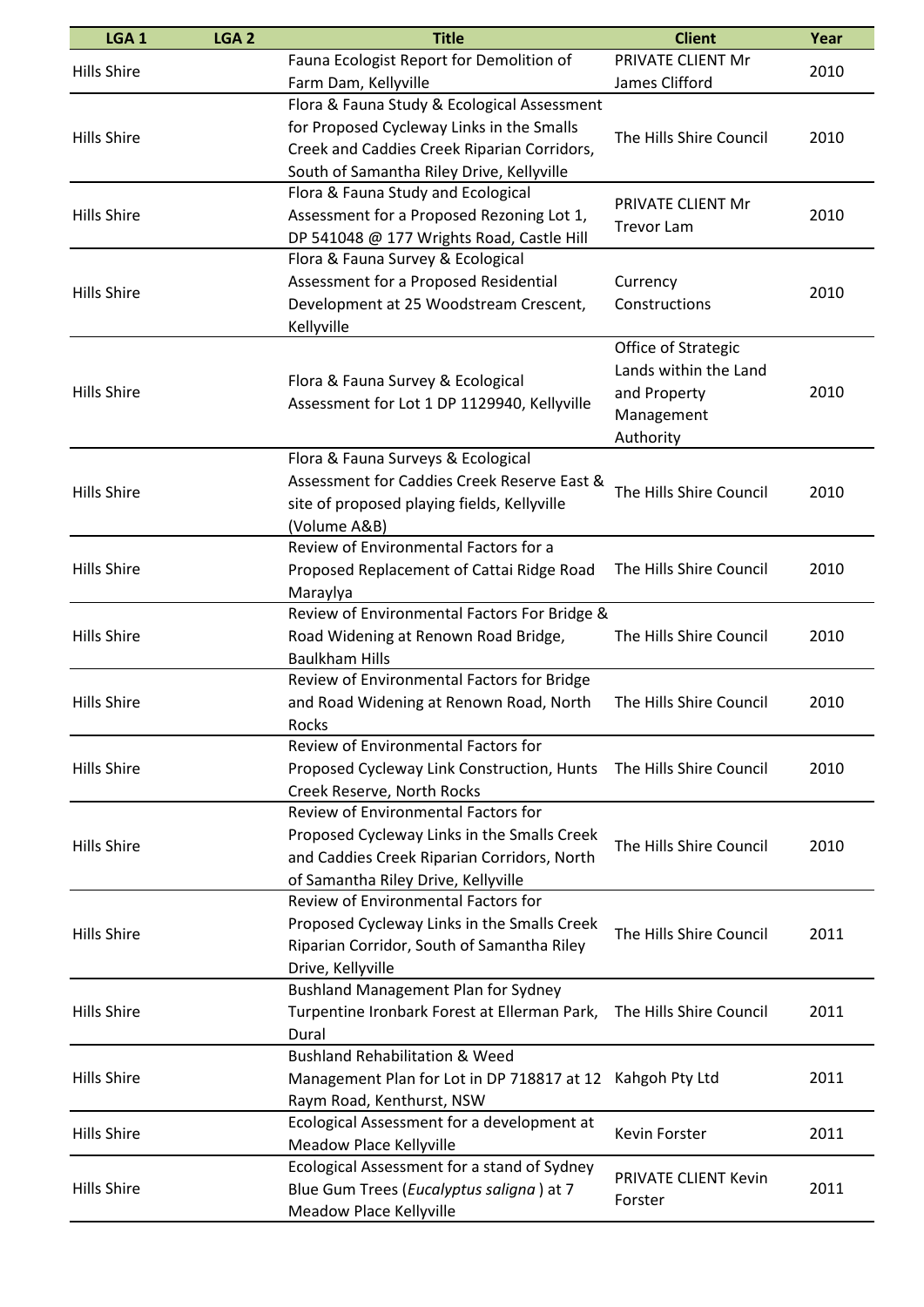| LGA 1 | LGA 2 | Title | Client | Year |
| --- | --- | --- | --- | --- |
| Hills Shire | | Fauna Ecologist Report for Demolition of Farm Dam, Kellyville | PRIVATE CLIENT Mr James Clifford | 2010 |
| Hills Shire | | Flora & Fauna Study & Ecological Assessment for Proposed Cycleway Links in the Smalls Creek and Caddies Creek Riparian Corridors, South of Samantha Riley Drive, Kellyville | The Hills Shire Council | 2010 |
| Hills Shire | | Flora & Fauna Study and Ecological Assessment for a Proposed Rezoning Lot 1, DP 541048 @ 177 Wrights Road, Castle Hill | PRIVATE CLIENT Mr Trevor Lam | 2010 |
| Hills Shire | | Flora & Fauna Survey & Ecological Assessment for a Proposed Residential Development at 25 Woodstream Crescent, Kellyville | Currency Constructions | 2010 |
| Hills Shire | | Flora & Fauna Survey & Ecological Assessment for Lot 1 DP 1129940, Kellyville | Office of Strategic Lands within the Land and Property Management Authority | 2010 |
| Hills Shire | | Flora & Fauna Surveys & Ecological Assessment for Caddies Creek Reserve East & site of proposed playing fields, Kellyville (Volume A&B) | The Hills Shire Council | 2010 |
| Hills Shire | | Review of Environmental Factors for a Proposed Replacement of Cattai Ridge Road Maraylya | The Hills Shire Council | 2010 |
| Hills Shire | | Review of Environmental Factors For Bridge & Road Widening at Renown Road Bridge, Baulkham Hills | The Hills Shire Council | 2010 |
| Hills Shire | | Review of Environmental Factors for Bridge and Road Widening at Renown Road, North Rocks | The Hills Shire Council | 2010 |
| Hills Shire | | Review of Environmental Factors for Proposed Cycleway Link Construction, Hunts Creek Reserve, North Rocks | The Hills Shire Council | 2010 |
| Hills Shire | | Review of Environmental Factors for Proposed Cycleway Links in the Smalls Creek and Caddies Creek Riparian Corridors, North of Samantha Riley Drive, Kellyville | The Hills Shire Council | 2010 |
| Hills Shire | | Review of Environmental Factors for Proposed Cycleway Links in the Smalls Creek Riparian Corridor, South of Samantha Riley Drive, Kellyville | The Hills Shire Council | 2011 |
| Hills Shire | | Bushland Management Plan for Sydney Turpentine Ironbark Forest at Ellerman Park, Dural | The Hills Shire Council | 2011 |
| Hills Shire | | Bushland Rehabilitation & Weed Management Plan for Lot in DP 718817 at 12 Raym Road, Kenthurst, NSW | Kahgoh Pty Ltd | 2011 |
| Hills Shire | | Ecological Assessment for a development at Meadow Place Kellyville | Kevin Forster | 2011 |
| Hills Shire | | Ecological Assessment for a stand of Sydney Blue Gum Trees (*Eucalyptus saligna* ) at 7 Meadow Place Kellyville | PRIVATE CLIENT Kevin Forster | 2011 |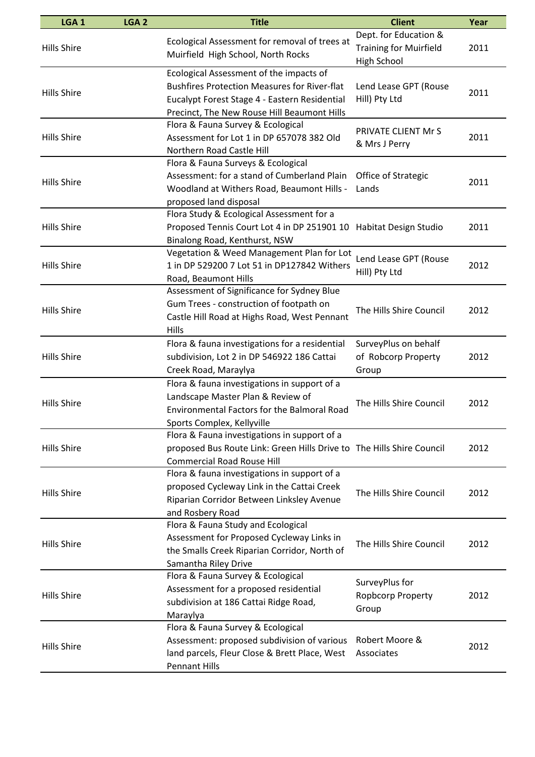| LGA 1 | LGA 2 | Title | Client | Year |
|---|---|---|---|---|
| Hills Shire | | Ecological Assessment for removal of trees at Muirfield High School, North Rocks | Dept. for Education & Training for Muirfield High School | 2011 |
| Hills Shire | | Ecological Assessment of the impacts of Bushfires Protection Measures for River-flat Eucalypt Forest Stage 4 - Eastern Residential Precinct, The New Rouse Hill Beaumont Hills | Lend Lease GPT (Rouse Hill) Pty Ltd | 2011 |
| Hills Shire | | Flora & Fauna Survey & Ecological Assessment for Lot 1 in DP 657078 382 Old Northern Road Castle Hill | PRIVATE CLIENT Mr S & Mrs J Perry | 2011 |
| Hills Shire | | Flora & Fauna Surveys & Ecological Assessment: for a stand of Cumberland Plain Woodland at Withers Road, Beaumont Hills - proposed land disposal | Office of Strategic Lands | 2011 |
| Hills Shire | | Flora Study & Ecological Assessment for a Proposed Tennis Court Lot 4 in DP 251901 10 Binalong Road, Kenthurst, NSW | Habitat Design Studio | 2011 |
| Hills Shire | | Vegetation & Weed Management Plan for Lot 1 in DP 529200 7 Lot 51 in DP127842 Withers Road, Beaumont Hills | Lend Lease GPT (Rouse Hill) Pty Ltd | 2012 |
| Hills Shire | | Assessment of Significance for Sydney Blue Gum Trees - construction of footpath on Castle Hill Road at Highs Road, West Pennant Hills | The Hills Shire Council | 2012 |
| Hills Shire | | Flora & fauna investigations for a residential subdivision, Lot 2 in DP 546922 186 Cattai Creek Road, Maraylya | SurveyPlus on behalf of Robcorp Property Group | 2012 |
| Hills Shire | | Flora & fauna investigations in support of a Landscape Master Plan & Review of Environmental Factors for the Balmoral Road Sports Complex, Kellyville | The Hills Shire Council | 2012 |
| Hills Shire | | Flora & Fauna investigations in support of a proposed Bus Route Link: Green Hills Drive to Commercial Road Rouse Hill | The Hills Shire Council | 2012 |
| Hills Shire | | Flora & fauna investigations in support of a proposed Cycleway Link in the Cattai Creek Riparian Corridor Between Linksley Avenue and Rosbery Road | The Hills Shire Council | 2012 |
| Hills Shire | | Flora & Fauna Study and Ecological Assessment for Proposed Cycleway Links in the Smalls Creek Riparian Corridor, North of Samantha Riley Drive | The Hills Shire Council | 2012 |
| Hills Shire | | Flora & Fauna Survey & Ecological Assessment for a proposed residential subdivision at 186 Cattai Ridge Road, Maraylya | SurveyPlus for Ropbcorp Property Group | 2012 |
| Hills Shire | | Flora & Fauna Survey & Ecological Assessment: proposed subdivision of various land parcels, Fleur Close & Brett Place, West Pennant Hills | Robert Moore & Associates | 2012 |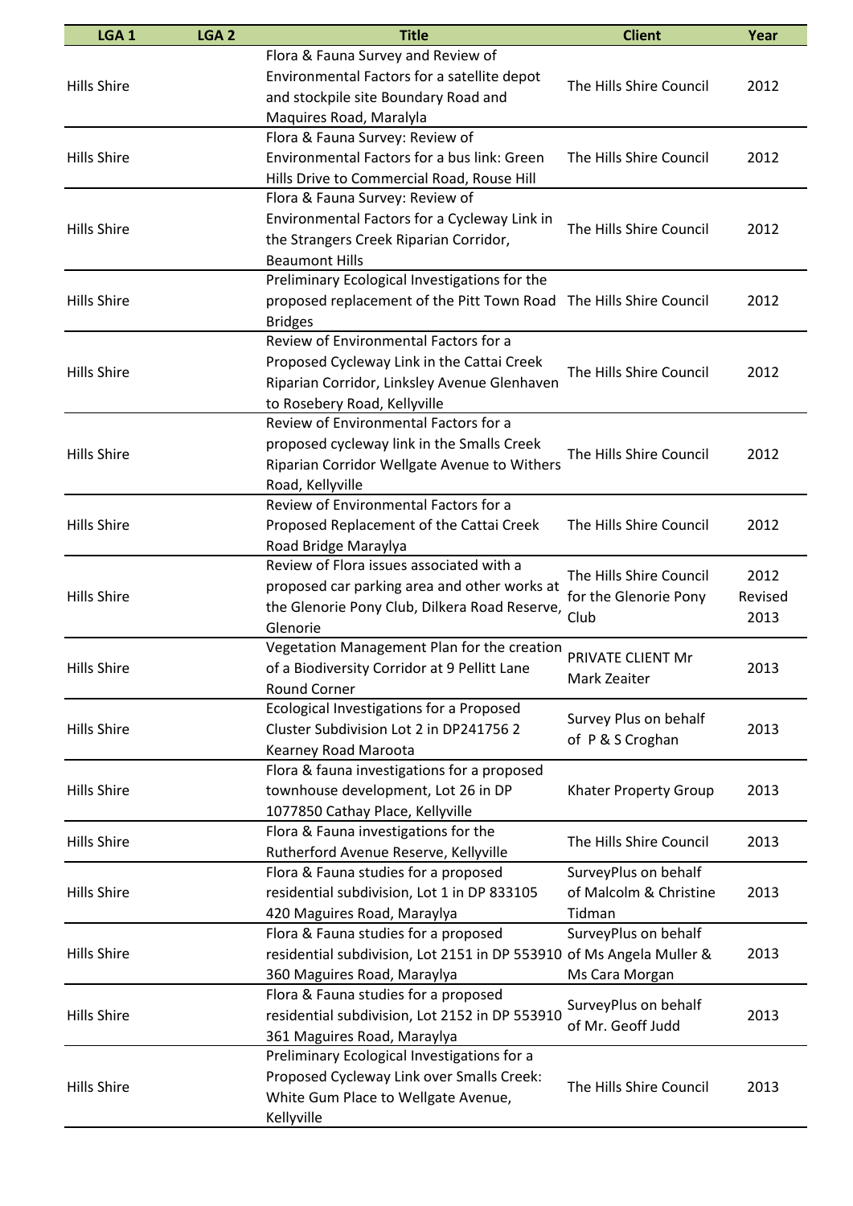| LGA 1 | LGA 2 | Title | Client | Year |
|---|---|---|---|---|
| Hills Shire | | Flora & Fauna Survey and Review of Environmental Factors for a satellite depot and stockpile site Boundary Road and Maquires Road, Maralyla | The Hills Shire Council | 2012 |
| Hills Shire | | Flora & Fauna Survey: Review of Environmental Factors for a bus link: Green Hills Drive to Commercial Road, Rouse Hill | The Hills Shire Council | 2012 |
| Hills Shire | | Flora & Fauna Survey: Review of Environmental Factors for a Cycleway Link in the Strangers Creek Riparian Corridor, Beaumont Hills | The Hills Shire Council | 2012 |
| Hills Shire | | Preliminary Ecological Investigations for the proposed replacement of the Pitt Town Road Bridges | The Hills Shire Council | 2012 |
| Hills Shire | | Review of Environmental Factors for a Proposed Cycleway Link in the Cattai Creek Riparian Corridor, Linksley Avenue Glenhaven to Rosebery Road, Kellyville | The Hills Shire Council | 2012 |
| Hills Shire | | Review of Environmental Factors for a proposed cycleway link in the Smalls Creek Riparian Corridor Wellgate Avenue to Withers Road, Kellyville | The Hills Shire Council | 2012 |
| Hills Shire | | Review of Environmental Factors for a Proposed Replacement of the Cattai Creek Road Bridge Maraylya | The Hills Shire Council | 2012 |
| Hills Shire | | Review of Flora issues associated with a proposed car parking area and other works at the Glenorie Pony Club, Dilkera Road Reserve, Glenorie | The Hills Shire Council for the Glenorie Pony Club | 2012 Revised 2013 |
| Hills Shire | | Vegetation Management Plan for the creation of a Biodiversity Corridor at 9 Pellitt Lane Round Corner | PRIVATE CLIENT Mr Mark Zeaiter | 2013 |
| Hills Shire | | Ecological Investigations for a Proposed Cluster Subdivision Lot 2 in DP241756 2 Kearney Road Maroota | Survey Plus on behalf of P & S Croghan | 2013 |
| Hills Shire | | Flora & fauna investigations for a proposed townhouse development, Lot 26 in DP 1077850 Cathay Place, Kellyville | Khater Property Group | 2013 |
| Hills Shire | | Flora & Fauna investigations for the Rutherford Avenue Reserve, Kellyville | The Hills Shire Council | 2013 |
| Hills Shire | | Flora & Fauna studies for a proposed residential subdivision, Lot 1 in DP 833105 420 Maguires Road, Maraylya | SurveyPlus on behalf of Malcolm & Christine Tidman | 2013 |
| Hills Shire | | Flora & Fauna studies for a proposed residential subdivision, Lot 2151 in DP 553910 360 Maguires Road, Maraylya | SurveyPlus on behalf of Ms Angela Muller & Ms Cara Morgan | 2013 |
| Hills Shire | | Flora & Fauna studies for a proposed residential subdivision, Lot 2152 in DP 553910 361 Maguires Road, Maraylya | SurveyPlus on behalf of Mr. Geoff Judd | 2013 |
| Hills Shire | | Preliminary Ecological Investigations for a Proposed Cycleway Link over Smalls Creek: White Gum Place to Wellgate Avenue, Kellyville | The Hills Shire Council | 2013 |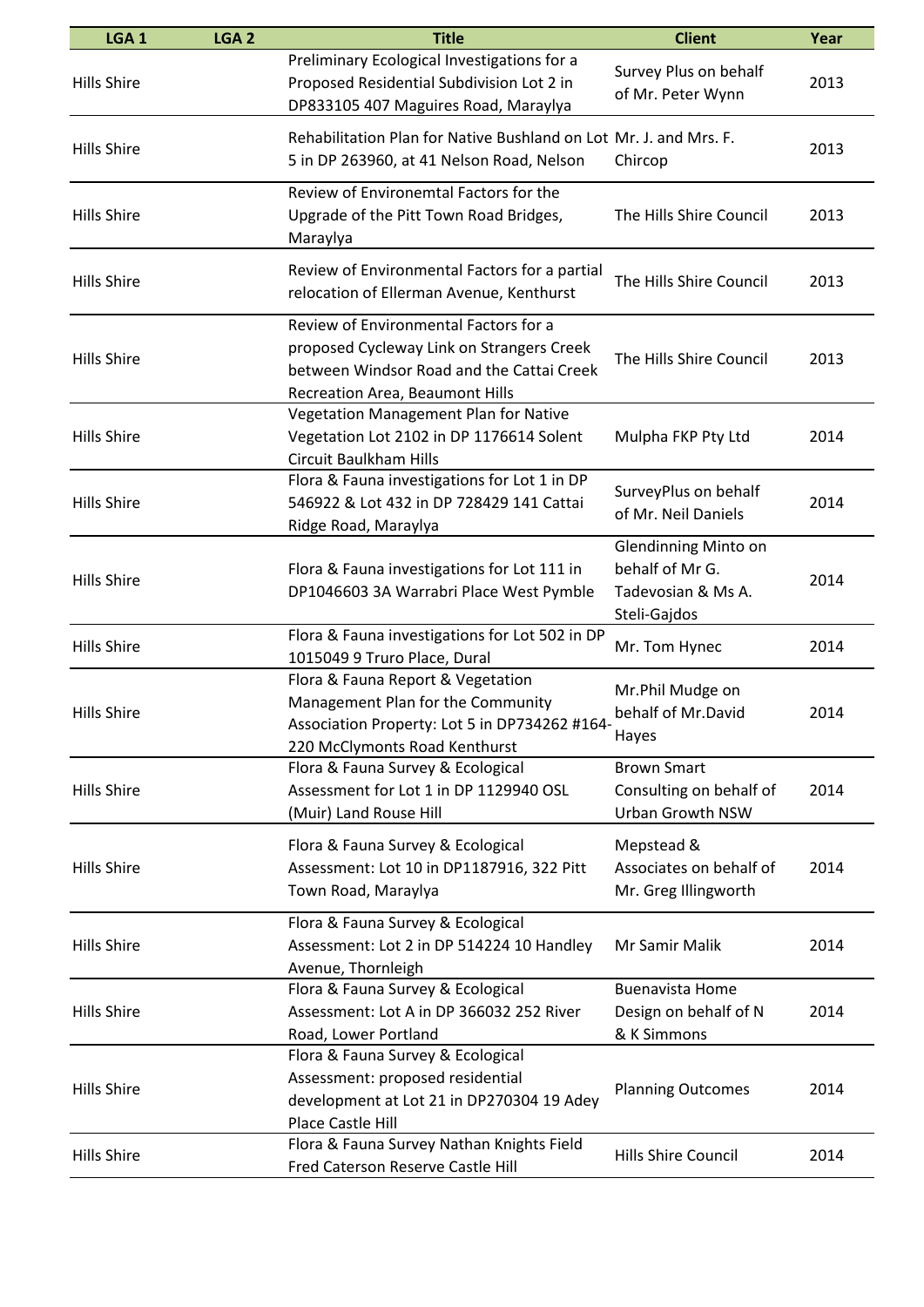| LGA 1 | LGA 2 | Title | Client | Year |
|---|---|---|---|---|
| Hills Shire | | Preliminary Ecological Investigations for a Proposed Residential Subdivision Lot 2 in DP833105 407 Maguires Road, Maraylya | Survey Plus on behalf of Mr. Peter Wynn | 2013 |
| Hills Shire | | Rehabilitation Plan for Native Bushland on Lot 5 in DP 263960, at 41 Nelson Road, Nelson | Mr. J. and Mrs. F. Chircop | 2013 |
| Hills Shire | | Review of Environemtal Factors for the Upgrade of the Pitt Town Road Bridges, Maraylya | The Hills Shire Council | 2013 |
| Hills Shire | | Review of Environmental Factors for a partial relocation of Ellerman Avenue, Kenthurst | The Hills Shire Council | 2013 |
| Hills Shire | | Review of Environmental Factors for a proposed Cycleway Link on Strangers Creek between Windsor Road and the Cattai Creek Recreation Area, Beaumont Hills | The Hills Shire Council | 2013 |
| Hills Shire | | Vegetation Management Plan for Native Vegetation Lot 2102 in DP 1176614 Solent Circuit Baulkham Hills | Mulpha FKP Pty Ltd | 2014 |
| Hills Shire | | Flora & Fauna investigations for Lot 1 in DP 546922 & Lot 432 in DP 728429 141 Cattai Ridge Road, Maraylya | SurveyPlus on behalf of Mr. Neil Daniels | 2014 |
| Hills Shire | | Flora & Fauna investigations for Lot 111 in DP1046603 3A Warrabri Place West Pymble | Glendinning Minto on behalf of Mr G. Tadevosian & Ms A. Steli-Gajdos | 2014 |
| Hills Shire | | Flora & Fauna investigations for Lot 502 in DP 1015049 9 Truro Place, Dural | Mr. Tom Hynec | 2014 |
| Hills Shire | | Flora & Fauna Report & Vegetation Management Plan for the Community Association Property: Lot 5 in DP734262 #164-220 McClymonts Road Kenthurst | Mr.Phil Mudge on behalf of Mr.David Hayes | 2014 |
| Hills Shire | | Flora & Fauna Survey & Ecological Assessment for Lot 1 in DP 1129940 OSL (Muir) Land Rouse Hill | Brown Smart Consulting on behalf of Urban Growth NSW | 2014 |
| Hills Shire | | Flora & Fauna Survey & Ecological Assessment: Lot 10 in DP1187916, 322 Pitt Town Road, Maraylya | Mepstead & Associates on behalf of Mr. Greg Illingworth | 2014 |
| Hills Shire | | Flora & Fauna Survey & Ecological Assessment: Lot 2 in DP 514224 10 Handley Avenue, Thornleigh | Mr Samir Malik | 2014 |
| Hills Shire | | Flora & Fauna Survey & Ecological Assessment: Lot A in DP 366032 252 River Road, Lower Portland | Buenavista Home Design on behalf of N & K Simmons | 2014 |
| Hills Shire | | Flora & Fauna Survey & Ecological Assessment: proposed residential development at Lot 21 in DP270304 19 Adey Place Castle Hill | Planning Outcomes | 2014 |
| Hills Shire | | Flora & Fauna Survey Nathan Knights Field Fred Caterson Reserve Castle Hill | Hills Shire Council | 2014 |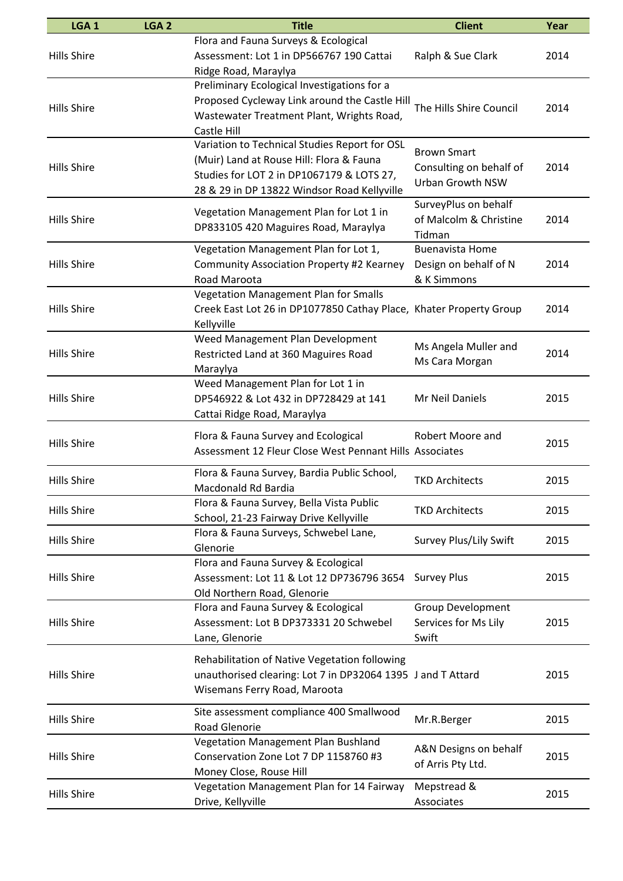| LGA 1 | LGA 2 | Title | Client | Year |
|---|---|---|---|---|
| Hills Shire | | Flora and Fauna Surveys & Ecological Assessment: Lot 1 in DP566767 190 Cattai Ridge Road, Maraylya | Ralph & Sue Clark | 2014 |
| Hills Shire | | Preliminary Ecological Investigations for a Proposed Cycleway Link around the Castle Hill Wastewater Treatment Plant, Wrights Road, Castle Hill | The Hills Shire Council | 2014 |
| Hills Shire | | Variation to Technical Studies Report for OSL (Muir) Land at Rouse Hill: Flora & Fauna Studies for LOT 2 in DP1067179 & LOTS 27, 28 & 29 in DP 13822 Windsor Road Kellyville | Brown Smart Consulting on behalf of Urban Growth NSW | 2014 |
| Hills Shire | | Vegetation Management Plan for Lot 1 in DP833105 420 Maguires Road, Maraylya | SurveyPlus on behalf of Malcolm & Christine Tidman | 2014 |
| Hills Shire | | Vegetation Management Plan for Lot 1, Community Association Property #2 Kearney Road Maroota | Buenavista Home Design on behalf of N & K Simmons | 2014 |
| Hills Shire | | Vegetation Management Plan for Smalls Creek East Lot 26 in DP1077850 Cathay Place, Kellyville | Khater Property Group | 2014 |
| Hills Shire | | Weed Management Plan Development Restricted Land at 360 Maguires Road Maraylya | Ms Angela Muller and Ms Cara Morgan | 2014 |
| Hills Shire | | Weed Management Plan for Lot 1 in DP546922 & Lot 432 in DP728429 at 141 Cattai Ridge Road, Maraylya | Mr Neil Daniels | 2015 |
| Hills Shire | | Flora & Fauna Survey and Ecological Assessment 12 Fleur Close West Pennant Hills | Robert Moore and Associates | 2015 |
| Hills Shire | | Flora & Fauna Survey, Bardia Public School, Macdonald Rd Bardia | TKD Architects | 2015 |
| Hills Shire | | Flora & Fauna Survey, Bella Vista Public School, 21-23 Fairway Drive Kellyville | TKD Architects | 2015 |
| Hills Shire | | Flora & Fauna Surveys, Schwebel Lane, Glenorie | Survey Plus/Lily Swift | 2015 |
| Hills Shire | | Flora and Fauna Survey & Ecological Assessment: Lot 11 & Lot 12 DP736796 3654 Old Northern Road, Glenorie | Survey Plus | 2015 |
| Hills Shire | | Flora and Fauna Survey & Ecological Assessment: Lot B DP373331 20 Schwebel Lane, Glenorie | Group Development Services for Ms Lily Swift | 2015 |
| Hills Shire | | Rehabilitation of Native Vegetation following unauthorised clearing: Lot 7 in DP32064 1395 Wisemans Ferry Road, Maroota | J and T Attard | 2015 |
| Hills Shire | | Site assessment compliance 400 Smallwood Road Glenorie | Mr.R.Berger | 2015 |
| Hills Shire | | Vegetation Management Plan Bushland Conservation Zone Lot 7 DP 1158760 #3 Money Close, Rouse Hill | A&N Designs on behalf of Arris Pty Ltd. | 2015 |
| Hills Shire | | Vegetation Management Plan for 14 Fairway Drive, Kellyville | Mepstread & Associates | 2015 |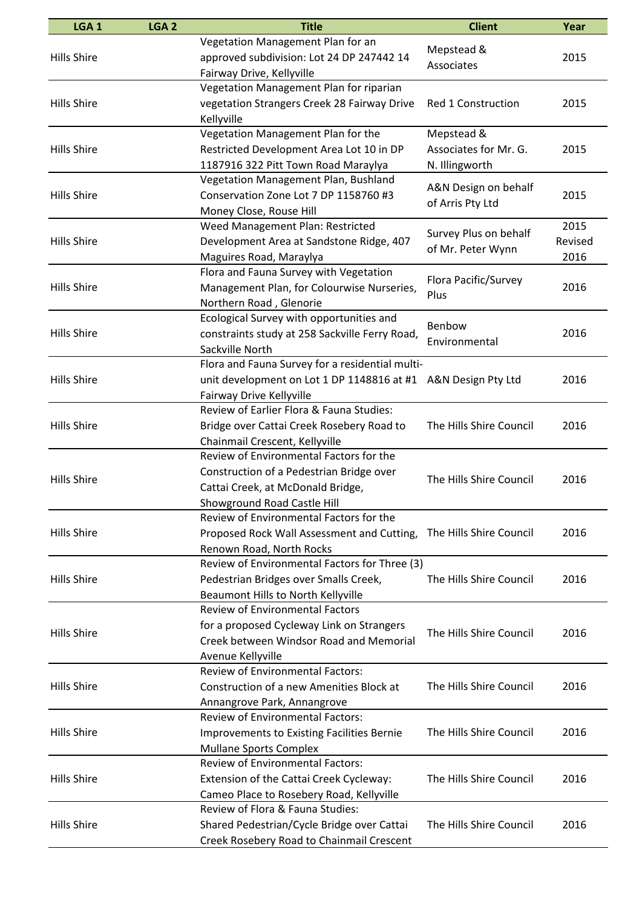| LGA 1 | LGA 2 | Title | Client | Year |
|---|---|---|---|---|
| Hills Shire | | Vegetation Management Plan for an approved subdivision: Lot 24 DP 247442 14 Fairway Drive, Kellyville | Mepstead & Associates | 2015 |
| Hills Shire | | Vegetation Management Plan for riparian vegetation Strangers Creek 28 Fairway Drive Kellyville | Red 1 Construction | 2015 |
| Hills Shire | | Vegetation Management Plan for the Restricted Development Area Lot 10 in DP 1187916 322 Pitt Town Road Maraylya | Mepstead & Associates for Mr. G. N. Illingworth | 2015 |
| Hills Shire | | Vegetation Management Plan, Bushland Conservation Zone Lot 7 DP 1158760 #3 Money Close, Rouse Hill | A&N Design on behalf of Arris Pty Ltd | 2015 |
| Hills Shire | | Weed Management Plan: Restricted Development Area at Sandstone Ridge, 407 Maguires Road, Maraylya | Survey Plus on behalf of Mr. Peter Wynn | 2015 Revised 2016 |
| Hills Shire | | Flora and Fauna Survey with Vegetation Management Plan, for Colourwise Nurseries, Northern Road , Glenorie | Flora Pacific/Survey Plus | 2016 |
| Hills Shire | | Ecological Survey with opportunities and constraints study at 258 Sackville Ferry Road, Sackville North | Benbow Environmental | 2016 |
| Hills Shire | | Flora and Fauna Survey for a residential multi-unit development on Lot 1 DP 1148816 at #1 Fairway Drive Kellyville | A&N Design Pty Ltd | 2016 |
| Hills Shire | | Review of Earlier Flora & Fauna Studies: Bridge over Cattai Creek Rosebery Road to Chainmail Crescent, Kellyville | The Hills Shire Council | 2016 |
| Hills Shire | | Review of Environmental Factors for the Construction of a Pedestrian Bridge over Cattai Creek, at McDonald Bridge, Showground Road Castle Hill | The Hills Shire Council | 2016 |
| Hills Shire | | Review of Environmental Factors for the Proposed Rock Wall Assessment and Cutting, Renown Road, North Rocks | The Hills Shire Council | 2016 |
| Hills Shire | | Review of Environmental Factors for Three (3) Pedestrian Bridges over Smalls Creek, Beaumont Hills to North Kellyville | The Hills Shire Council | 2016 |
| Hills Shire | | Review of Environmental Factors for a proposed Cycleway Link on Strangers Creek between Windsor Road and Memorial Avenue Kellyville | The Hills Shire Council | 2016 |
| Hills Shire | | Review of Environmental Factors: Construction of a new Amenities Block at Annangrove Park, Annangrove | The Hills Shire Council | 2016 |
| Hills Shire | | Review of Environmental Factors: Improvements to Existing Facilities Bernie Mullane Sports Complex | The Hills Shire Council | 2016 |
| Hills Shire | | Review of Environmental Factors: Extension of the Cattai Creek Cycleway: Cameo Place to Rosebery Road, Kellyville | The Hills Shire Council | 2016 |
| Hills Shire | | Review of Flora & Fauna Studies: Shared Pedestrian/Cycle Bridge over Cattai Creek Rosebery Road to Chainmail Crescent | The Hills Shire Council | 2016 |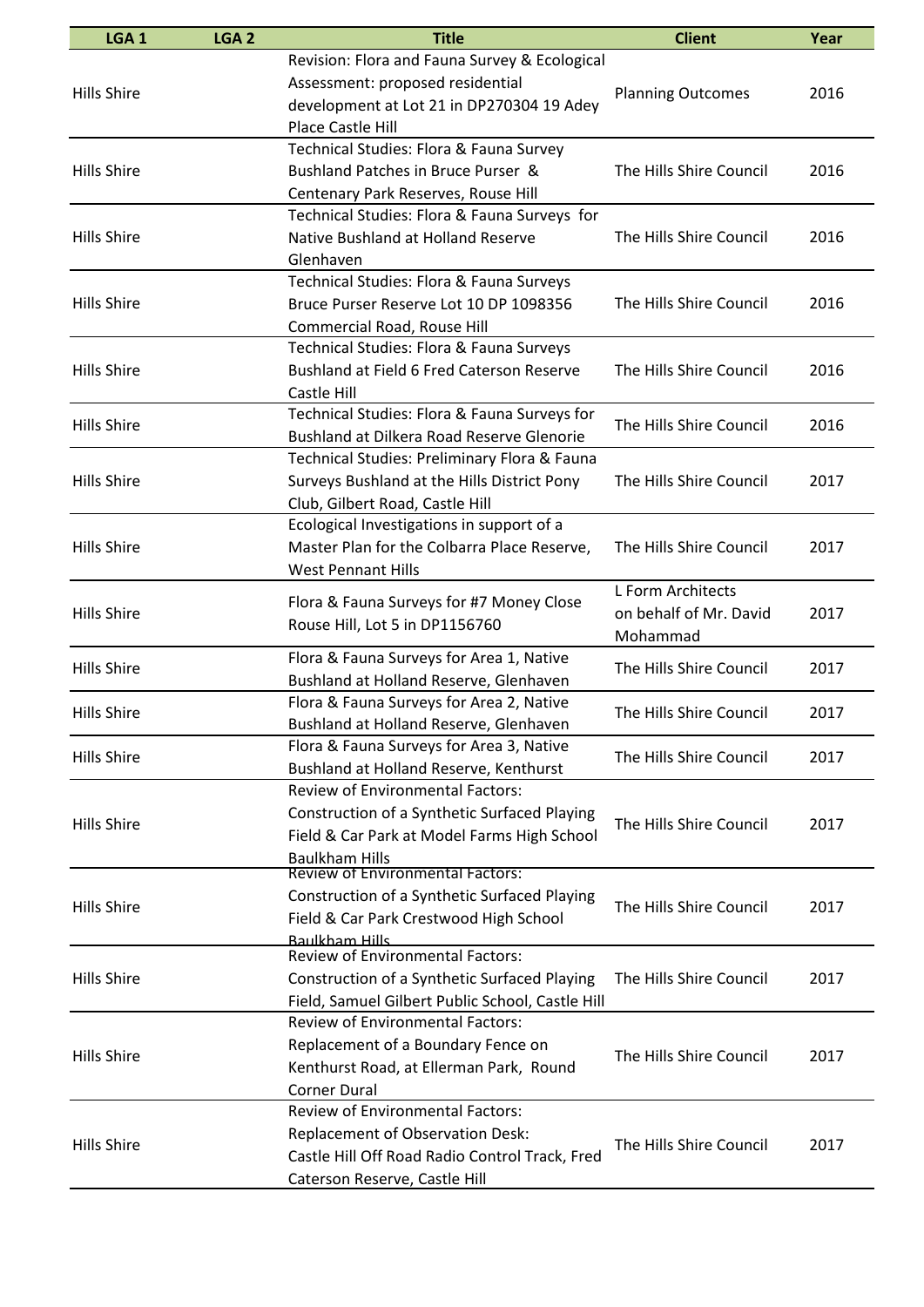| LGA 1 | LGA 2 | Title | Client | Year |
|---|---|---|---|---|
| Hills Shire | | Revision: Flora and Fauna Survey & Ecological Assessment: proposed residential development at Lot 21 in DP270304 19 Adey Place Castle Hill | Planning Outcomes | 2016 |
| Hills Shire | | Technical Studies: Flora & Fauna Survey Bushland Patches in Bruce Purser & Centenary Park Reserves, Rouse Hill | The Hills Shire Council | 2016 |
| Hills Shire | | Technical Studies: Flora & Fauna Surveys for Native Bushland at Holland Reserve Glenhaven | The Hills Shire Council | 2016 |
| Hills Shire | | Technical Studies: Flora & Fauna Surveys Bruce Purser Reserve Lot 10 DP 1098356 Commercial Road, Rouse Hill | The Hills Shire Council | 2016 |
| Hills Shire | | Technical Studies: Flora & Fauna Surveys Bushland at Field 6 Fred Caterson Reserve Castle Hill | The Hills Shire Council | 2016 |
| Hills Shire | | Technical Studies: Flora & Fauna Surveys for Bushland at Dilkera Road Reserve Glenorie | The Hills Shire Council | 2016 |
| Hills Shire | | Technical Studies: Preliminary Flora & Fauna Surveys Bushland at the Hills District Pony Club, Gilbert Road, Castle Hill | The Hills Shire Council | 2017 |
| Hills Shire | | Ecological Investigations in support of a Master Plan for the Colbarra Place Reserve, West Pennant Hills | The Hills Shire Council | 2017 |
| Hills Shire | | Flora & Fauna Surveys for #7 Money Close Rouse Hill, Lot 5 in DP1156760 | L Form Architects on behalf of Mr. David Mohammad | 2017 |
| Hills Shire | | Flora & Fauna Surveys for Area 1, Native Bushland at Holland Reserve, Glenhaven | The Hills Shire Council | 2017 |
| Hills Shire | | Flora & Fauna Surveys for Area 2, Native Bushland at Holland Reserve, Glenhaven | The Hills Shire Council | 2017 |
| Hills Shire | | Flora & Fauna Surveys for Area 3, Native Bushland at Holland Reserve, Kenthurst | The Hills Shire Council | 2017 |
| Hills Shire | | Review of Environmental Factors: Construction of a Synthetic Surfaced Playing Field & Car Park at Model Farms High School Baulkham Hills | The Hills Shire Council | 2017 |
| Hills Shire | | Review of Environmental Factors: Construction of a Synthetic Surfaced Playing Field & Car Park Crestwood High School Baulkham Hills | The Hills Shire Council | 2017 |
| Hills Shire | | Review of Environmental Factors: Construction of a Synthetic Surfaced Playing Field, Samuel Gilbert Public School, Castle Hill | The Hills Shire Council | 2017 |
| Hills Shire | | Review of Environmental Factors: Replacement of a Boundary Fence on Kenthurst Road, at Ellerman Park, Round Corner Dural | The Hills Shire Council | 2017 |
| Hills Shire | | Review of Environmental Factors: Replacement of Observation Desk: Castle Hill Off Road Radio Control Track, Fred Caterson Reserve, Castle Hill | The Hills Shire Council | 2017 |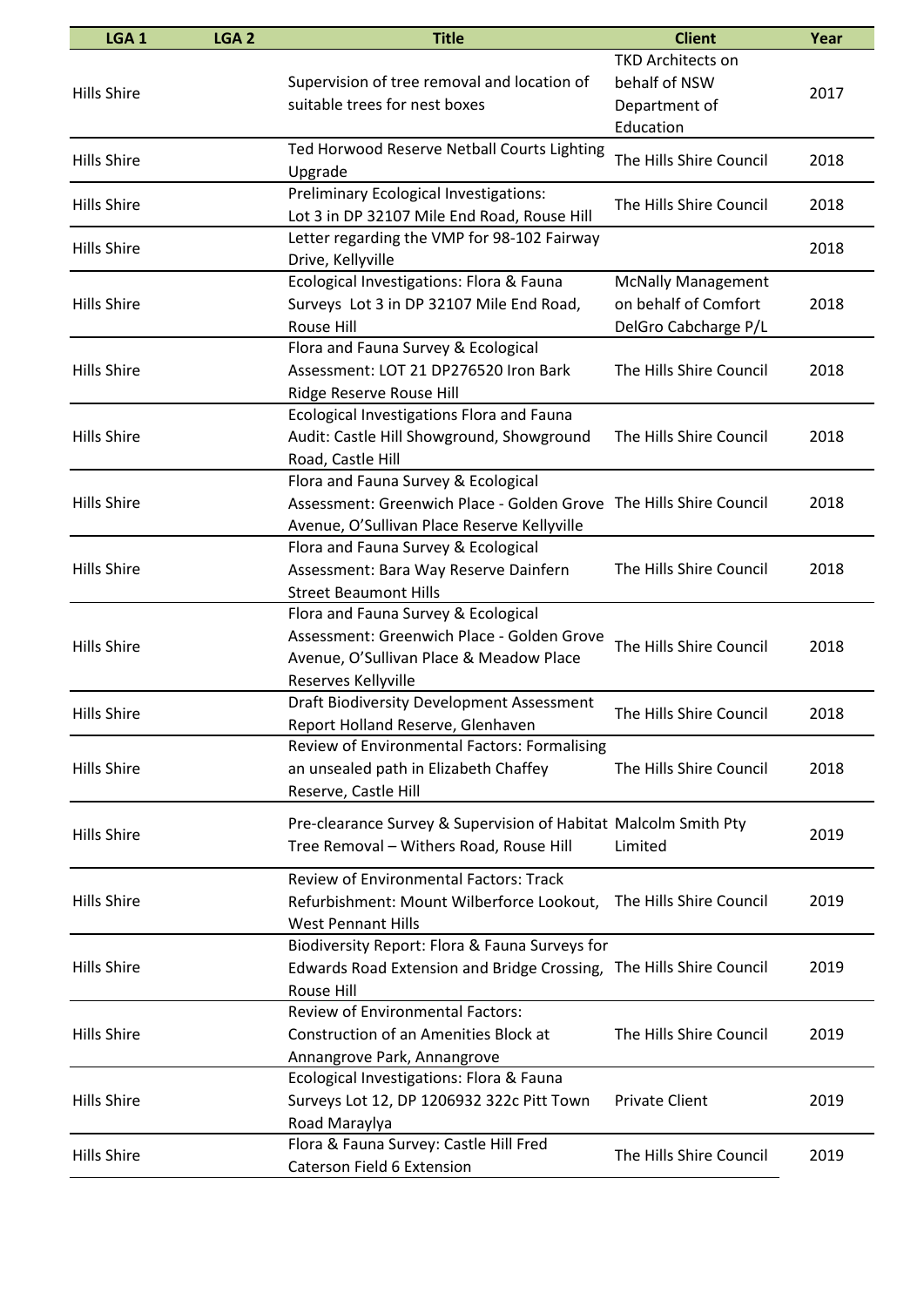| LGA 1 | LGA 2 | Title | Client | Year |
|---|---|---|---|---|
| Hills Shire | | Supervision of tree removal and location of suitable trees for nest boxes | TKD Architects on behalf of NSW Department of Education | 2017 |
| Hills Shire | | Ted Horwood Reserve Netball Courts Lighting Upgrade | The Hills Shire Council | 2018 |
| Hills Shire | | Preliminary Ecological Investigations: Lot 3 in DP 32107 Mile End Road, Rouse Hill | The Hills Shire Council | 2018 |
| Hills Shire | | Letter regarding the VMP for 98-102 Fairway Drive, Kellyville | | 2018 |
| Hills Shire | | Ecological Investigations: Flora & Fauna Surveys Lot 3 in DP 32107 Mile End Road, Rouse Hill | McNally Management on behalf of Comfort DelGro Cabcharge P/L | 2018 |
| Hills Shire | | Flora and Fauna Survey & Ecological Assessment: LOT 21 DP276520 Iron Bark Ridge Reserve Rouse Hill | The Hills Shire Council | 2018 |
| Hills Shire | | Ecological Investigations Flora and Fauna Audit: Castle Hill Showground, Showground Road, Castle Hill | The Hills Shire Council | 2018 |
| Hills Shire | | Flora and Fauna Survey & Ecological Assessment: Greenwich Place - Golden Grove Avenue, O'Sullivan Place Reserve Kellyville | The Hills Shire Council | 2018 |
| Hills Shire | | Flora and Fauna Survey & Ecological Assessment: Bara Way Reserve Dainfern Street Beaumont Hills | The Hills Shire Council | 2018 |
| Hills Shire | | Flora and Fauna Survey & Ecological Assessment: Greenwich Place - Golden Grove Avenue, O'Sullivan Place & Meadow Place Reserves Kellyville | The Hills Shire Council | 2018 |
| Hills Shire | | Draft Biodiversity Development Assessment Report Holland Reserve, Glenhaven | The Hills Shire Council | 2018 |
| Hills Shire | | Review of Environmental Factors: Formalising an unsealed path in Elizabeth Chaffey Reserve, Castle Hill | The Hills Shire Council | 2018 |
| Hills Shire | | Pre-clearance Survey & Supervision of Habitat Tree Removal – Withers Road, Rouse Hill | Malcolm Smith Pty Limited | 2019 |
| Hills Shire | | Review of Environmental Factors: Track Refurbishment: Mount Wilberforce Lookout, West Pennant Hills | The Hills Shire Council | 2019 |
| Hills Shire | | Biodiversity Report: Flora & Fauna Surveys for Edwards Road Extension and Bridge Crossing, Rouse Hill | The Hills Shire Council | 2019 |
| Hills Shire | | Review of Environmental Factors: Construction of an Amenities Block at Annangrove Park, Annangrove | The Hills Shire Council | 2019 |
| Hills Shire | | Ecological Investigations: Flora & Fauna Surveys Lot 12, DP 1206932 322c Pitt Town Road Maraylya | Private Client | 2019 |
| Hills Shire | | Flora & Fauna Survey: Castle Hill Fred Caterson Field 6 Extension | The Hills Shire Council | 2019 |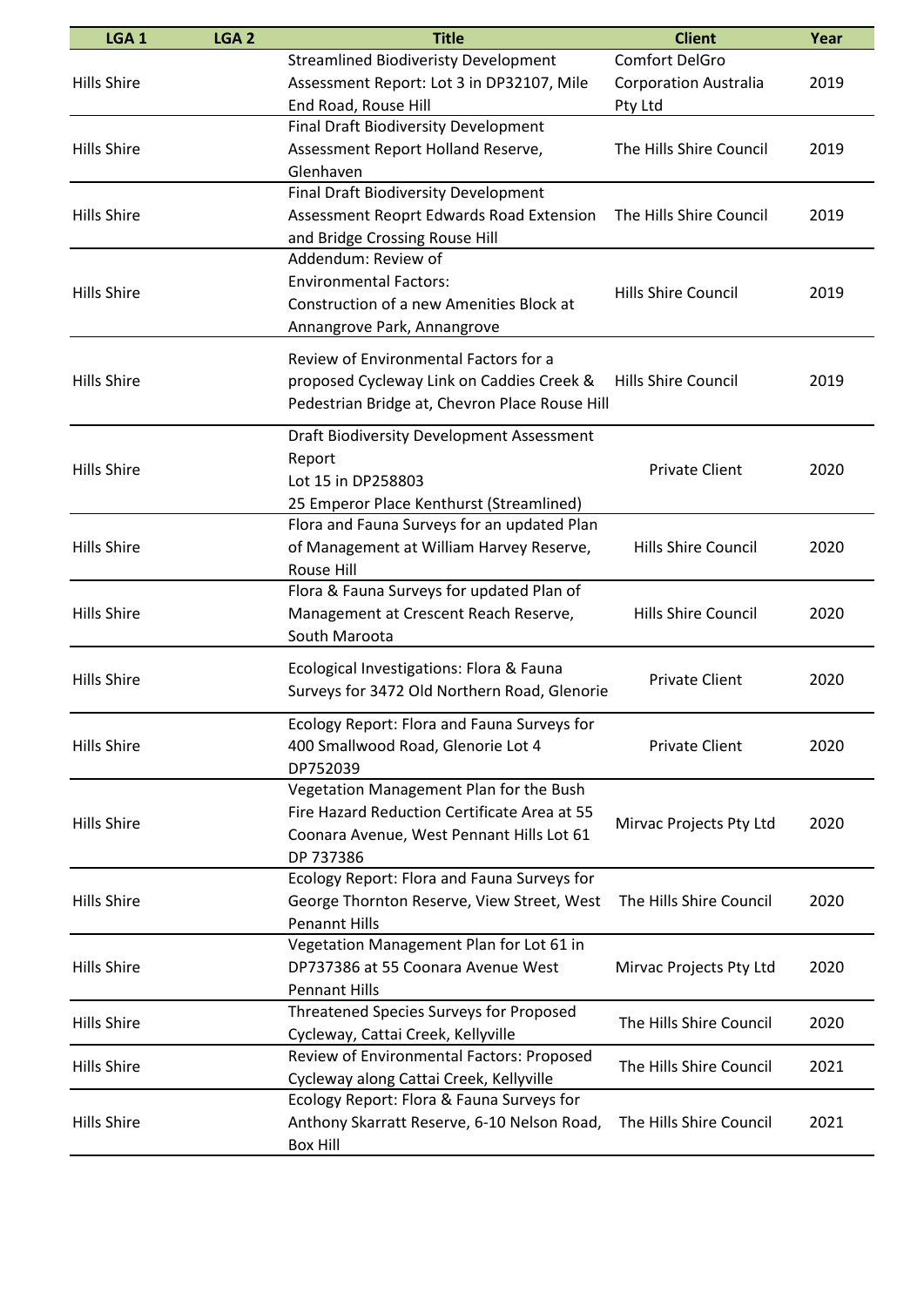| LGA 1 | LGA 2 | Title | Client | Year |
|---|---|---|---|---|
| Hills Shire | | Streamlined Biodiveristy Development Assessment Report: Lot 3 in DP32107, Mile End Road, Rouse Hill | Comfort DelGro Corporation Australia Pty Ltd | 2019 |
| Hills Shire | | Final Draft Biodiversity Development Assessment Report Holland Reserve, Glenhaven | The Hills Shire Council | 2019 |
| Hills Shire | | Final Draft Biodiversity Development Assessment Reoprt Edwards Road Extension and Bridge Crossing Rouse Hill | The Hills Shire Council | 2019 |
| Hills Shire | | Addendum: Review of Environmental Factors: Construction of a new Amenities Block at Annangrove Park, Annangrove | Hills Shire Council | 2019 |
| Hills Shire | | Review of Environmental Factors for a proposed Cycleway Link on Caddies Creek & Pedestrian Bridge at, Chevron Place Rouse Hill | Hills Shire Council | 2019 |
| Hills Shire | | Draft Biodiversity Development Assessment Report Lot 15 in DP258803 25 Emperor Place Kenthurst (Streamlined) | Private Client | 2020 |
| Hills Shire | | Flora and Fauna Surveys for an updated Plan of Management at William Harvey Reserve, Rouse Hill | Hills Shire Council | 2020 |
| Hills Shire | | Flora & Fauna Surveys for updated Plan of Management at Crescent Reach Reserve, South Maroota | Hills Shire Council | 2020 |
| Hills Shire | | Ecological Investigations: Flora & Fauna Surveys for 3472 Old Northern Road, Glenorie | Private Client | 2020 |
| Hills Shire | | Ecology Report: Flora and Fauna Surveys for 400 Smallwood Road, Glenorie Lot 4 DP752039 | Private Client | 2020 |
| Hills Shire | | Vegetation Management Plan for the Bush Fire Hazard Reduction Certificate Area at 55 Coonara Avenue, West Pennant Hills Lot 61 DP 737386 | Mirvac Projects Pty Ltd | 2020 |
| Hills Shire | | Ecology Report: Flora and Fauna Surveys for George Thornton Reserve, View Street, West Penannt Hills | The Hills Shire Council | 2020 |
| Hills Shire | | Vegetation Management Plan for Lot 61 in DP737386 at 55 Coonara Avenue West Pennant Hills | Mirvac Projects Pty Ltd | 2020 |
| Hills Shire | | Threatened Species Surveys for Proposed Cycleway, Cattai Creek, Kellyville | The Hills Shire Council | 2020 |
| Hills Shire | | Review of Environmental Factors: Proposed Cycleway along Cattai Creek, Kellyville | The Hills Shire Council | 2021 |
| Hills Shire | | Ecology Report: Flora & Fauna Surveys for Anthony Skarratt Reserve, 6-10 Nelson Road, Box Hill | The Hills Shire Council | 2021 |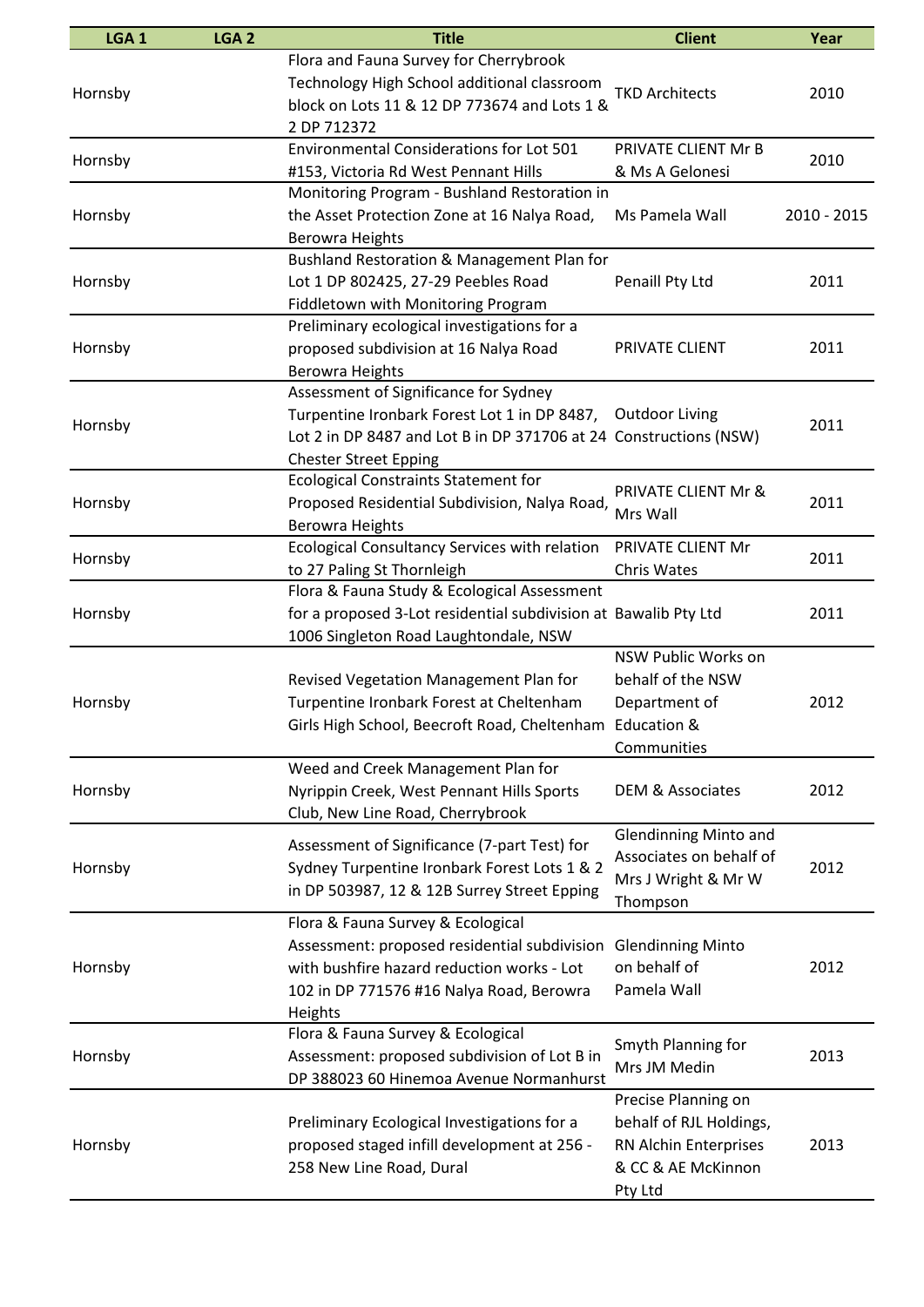| LGA 1 | LGA 2 | Title | Client | Year |
|---|---|---|---|---|
| Hornsby | | Flora and Fauna Survey for Cherrybrook Technology High School additional classroom block on Lots 11 & 12 DP 773674 and Lots 1 & 2 DP 712372 | TKD Architects | 2010 |
| Hornsby | | Environmental Considerations for Lot 501 #153, Victoria Rd West Pennant Hills | PRIVATE CLIENT Mr B & Ms A Gelonesi | 2010 |
| Hornsby | | Monitoring Program - Bushland Restoration in the Asset Protection Zone at 16 Nalya Road, Berowra Heights | Ms Pamela Wall | 2010 - 2015 |
| Hornsby | | Bushland Restoration & Management Plan for Lot 1 DP 802425, 27-29 Peebles Road Fiddletown with Monitoring Program | Penaill Pty Ltd | 2011 |
| Hornsby | | Preliminary ecological investigations for a proposed subdivision at 16 Nalya Road Berowra Heights | PRIVATE CLIENT | 2011 |
| Hornsby | | Assessment of Significance for Sydney Turpentine Ironbark Forest Lot 1 in DP 8487, Lot 2 in DP 8487 and Lot B in DP 371706 at 24 Chester Street Epping | Outdoor Living Constructions (NSW) | 2011 |
| Hornsby | | Ecological Constraints Statement for Proposed Residential Subdivision, Nalya Road, Berowra Heights | PRIVATE CLIENT Mr & Mrs Wall | 2011 |
| Hornsby | | Ecological Consultancy Services with relation to 27 Paling St Thornleigh | PRIVATE CLIENT Mr Chris Wates | 2011 |
| Hornsby | | Flora & Fauna Study & Ecological Assessment for a proposed 3-Lot residential subdivision at 1006 Singleton Road Laughtondale, NSW | Bawalib Pty Ltd | 2011 |
| Hornsby | | Revised Vegetation Management Plan for Turpentine Ironbark Forest at Cheltenham Girls High School, Beecroft Road, Cheltenham | NSW Public Works on behalf of the NSW Department of Education & Communities | 2012 |
| Hornsby | | Weed and Creek Management Plan for Nyrippin Creek, West Pennant Hills Sports Club, New Line Road, Cherrybrook | DEM & Associates | 2012 |
| Hornsby | | Assessment of Significance (7-part Test) for Sydney Turpentine Ironbark Forest Lots 1 & 2 in DP 503987, 12 & 12B Surrey Street Epping | Glendinning Minto and Associates on behalf of Mrs J Wright & Mr W Thompson | 2012 |
| Hornsby | | Flora & Fauna Survey & Ecological Assessment: proposed residential subdivision with bushfire hazard reduction works - Lot 102 in DP 771576 #16 Nalya Road, Berowra Heights | Glendinning Minto on behalf of Pamela Wall | 2012 |
| Hornsby | | Flora & Fauna Survey & Ecological Assessment: proposed subdivision of Lot B in DP 388023 60 Hinemoa Avenue Normanhurst | Smyth Planning for Mrs JM Medin | 2013 |
| Hornsby | | Preliminary Ecological Investigations for a proposed staged infill development at 256 - 258 New Line Road, Dural | Precise Planning on behalf of RJL Holdings, RN Alchin Enterprises & CC & AE McKinnon Pty Ltd | 2013 |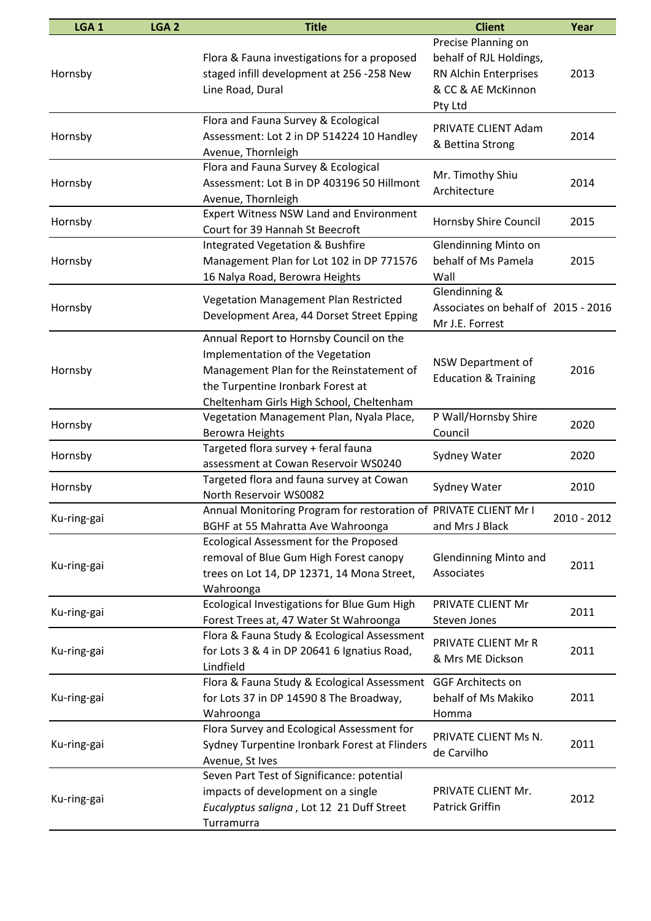| LGA 1 | LGA 2 | Title | Client | Year |
|---|---|---|---|---|
| Hornsby | | Flora & Fauna investigations for a proposed staged infill development at 256 -258 New Line Road, Dural | Precise Planning on behalf of RJL Holdings, RN Alchin Enterprises & CC & AE McKinnon Pty Ltd | 2013 |
| Hornsby | | Flora and Fauna Survey & Ecological Assessment: Lot 2 in DP 514224 10 Handley Avenue, Thornleigh | PRIVATE CLIENT Adam & Bettina Strong | 2014 |
| Hornsby | | Flora and Fauna Survey & Ecological Assessment: Lot B in DP 403196 50 Hillmont Avenue, Thornleigh | Mr. Timothy Shiu Architecture | 2014 |
| Hornsby | | Expert Witness NSW Land and Environment Court for 39 Hannah St Beecroft | Hornsby Shire Council | 2015 |
| Hornsby | | Integrated Vegetation & Bushfire Management Plan for Lot 102 in DP 771576 16 Nalya Road, Berowra Heights | Glendinning Minto on behalf of Ms Pamela Wall | 2015 |
| Hornsby | | Vegetation Management Plan Restricted Development Area, 44 Dorset Street Epping | Glendinning & Associates on behalf of Mr J.E. Forrest | 2015 - 2016 |
| Hornsby | | Annual Report to Hornsby Council on the Implementation of the Vegetation Management Plan for the Reinstatement of the Turpentine Ironbark Forest at Cheltenham Girls High School, Cheltenham | NSW Department of Education & Training | 2016 |
| Hornsby | | Vegetation Management Plan, Nyala Place, Berowra Heights | P Wall/Hornsby Shire Council | 2020 |
| Hornsby | | Targeted flora survey + feral fauna assessment at Cowan Reservoir WS0240 | Sydney Water | 2020 |
| Hornsby | | Targeted flora and fauna survey at Cowan North Reservoir WS0082 | Sydney Water | 2010 |
| Ku-ring-gai | | Annual Monitoring Program for restoration of BGHF at 55 Mahratta Ave Wahroonga | PRIVATE CLIENT Mr I and Mrs J Black | 2010 - 2012 |
| Ku-ring-gai | | Ecological Assessment for the Proposed removal of Blue Gum High Forest canopy trees on Lot 14, DP 12371, 14 Mona Street, Wahroonga | Glendinning Minto and Associates | 2011 |
| Ku-ring-gai | | Ecological Investigations for Blue Gum High Forest Trees at, 47 Water St Wahroonga | PRIVATE CLIENT Mr Steven Jones | 2011 |
| Ku-ring-gai | | Flora & Fauna Study & Ecological Assessment for Lots 3 & 4 in DP 20641 6 Ignatius Road, Lindfield | PRIVATE CLIENT Mr R & Mrs ME Dickson | 2011 |
| Ku-ring-gai | | Flora & Fauna Study & Ecological Assessment for Lots 37 in DP 14590 8 The Broadway, Wahroonga | GGF Architects on behalf of Ms Makiko Homma | 2011 |
| Ku-ring-gai | | Flora Survey and Ecological Assessment for Sydney Turpentine Ironbark Forest at Flinders Avenue, St Ives | PRIVATE CLIENT Ms N. de Carvilho | 2011 |
| Ku-ring-gai | | Seven Part Test of Significance: potential impacts of development on a single *Eucalyptus saligna* , Lot 12 21 Duff Street Turramurra | PRIVATE CLIENT Mr. Patrick Griffin | 2012 |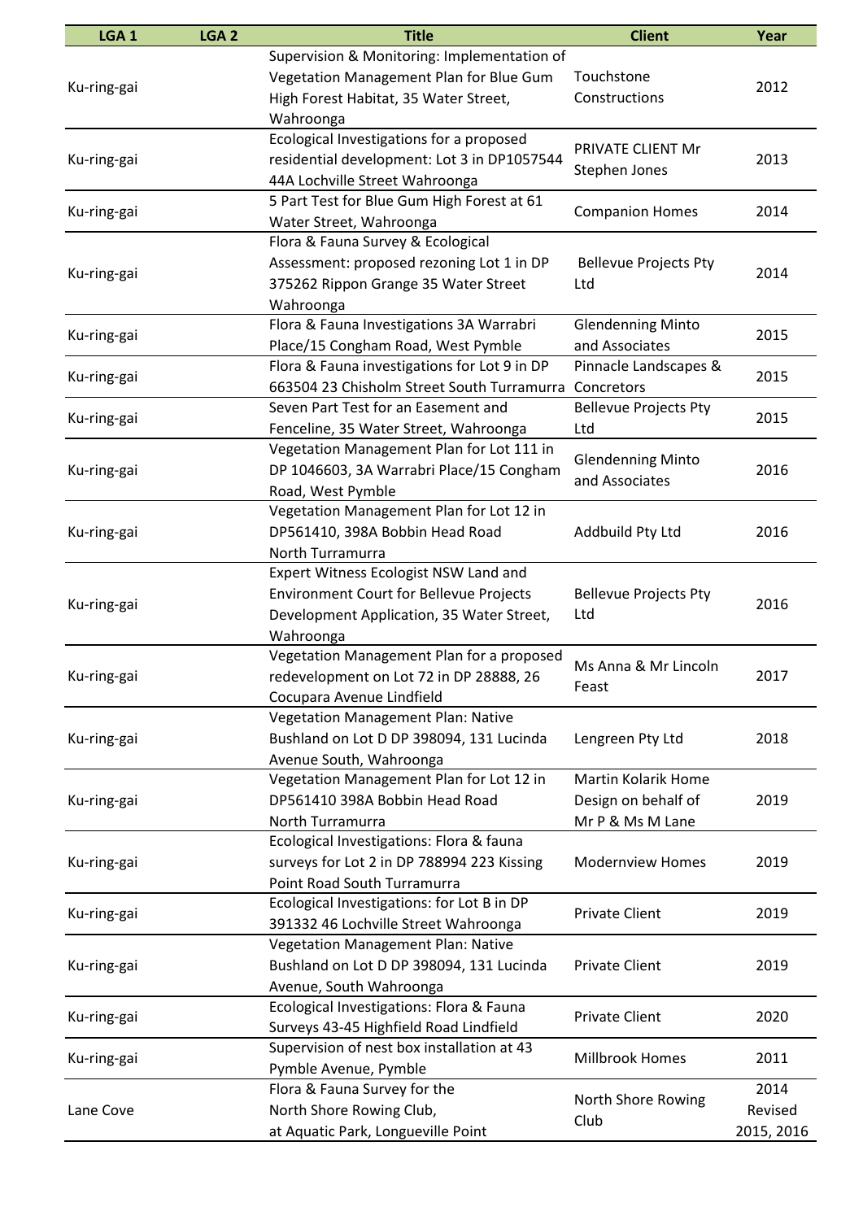| LGA 1 | LGA 2 | Title | Client | Year |
|---|---|---|---|---|
| Ku-ring-gai | | Supervision & Monitoring: Implementation of Vegetation Management Plan for Blue Gum High Forest Habitat, 35 Water Street, Wahroonga | Touchstone Constructions | 2012 |
| Ku-ring-gai | | Ecological Investigations for a proposed residential development: Lot 3 in DP1057544 44A Lochville Street Wahroonga | PRIVATE CLIENT Mr Stephen Jones | 2013 |
| Ku-ring-gai | | 5 Part Test for Blue Gum High Forest at 61 Water Street, Wahroonga | Companion Homes | 2014 |
| Ku-ring-gai | | Flora & Fauna Survey & Ecological Assessment: proposed rezoning Lot 1 in DP 375262 Rippon Grange 35 Water Street Wahroonga | Bellevue Projects Pty Ltd | 2014 |
| Ku-ring-gai | | Flora & Fauna Investigations 3A Warrabri Place/15 Congham Road, West Pymble | Glendenning Minto and Associates | 2015 |
| Ku-ring-gai | | Flora & Fauna investigations for Lot 9 in DP 663504 23 Chisholm Street South Turramurra | Pinnacle Landscapes & Concretors | 2015 |
| Ku-ring-gai | | Seven Part Test for an Easement and Fenceline, 35 Water Street, Wahroonga | Bellevue Projects Pty Ltd | 2015 |
| Ku-ring-gai | | Vegetation Management Plan for Lot 111 in DP 1046603, 3A Warrabri Place/15 Congham Road, West Pymble | Glendenning Minto and Associates | 2016 |
| Ku-ring-gai | | Vegetation Management Plan for Lot 12 in DP561410, 398A Bobbin Head Road North Turramurra | Addbuild Pty Ltd | 2016 |
| Ku-ring-gai | | Expert Witness Ecologist NSW Land and Environment Court for Bellevue Projects Development Application, 35 Water Street, Wahroonga | Bellevue Projects Pty Ltd | 2016 |
| Ku-ring-gai | | Vegetation Management Plan for a proposed redevelopment on Lot 72 in DP 28888, 26 Cocupara Avenue Lindfield | Ms Anna & Mr Lincoln Feast | 2017 |
| Ku-ring-gai | | Vegetation Management Plan: Native Bushland on Lot D DP 398094, 131 Lucinda Avenue South, Wahroonga | Lengreen Pty Ltd | 2018 |
| Ku-ring-gai | | Vegetation Management Plan for Lot 12 in DP561410 398A Bobbin Head Road North Turramurra | Martin Kolarik Home Design on behalf of Mr P & Ms M Lane | 2019 |
| Ku-ring-gai | | Ecological Investigations: Flora & fauna surveys for Lot 2 in DP 788994 223 Kissing Point Road South Turramurra | Modernview Homes | 2019 |
| Ku-ring-gai | | Ecological Investigations: for Lot B in DP 391332 46 Lochville Street Wahroonga | Private Client | 2019 |
| Ku-ring-gai | | Vegetation Management Plan: Native Bushland on Lot D DP 398094, 131 Lucinda Avenue, South Wahroonga | Private Client | 2019 |
| Ku-ring-gai | | Ecological Investigations: Flora & Fauna Surveys 43-45 Highfield Road Lindfield | Private Client | 2020 |
| Ku-ring-gai | | Supervision of nest box installation at 43 Pymble Avenue, Pymble | Millbrook Homes | 2011 |
| Lane Cove | | Flora & Fauna Survey for the North Shore Rowing Club, at Aquatic Park, Longueville Point | North Shore Rowing Club | 2014 Revised 2015, 2016 |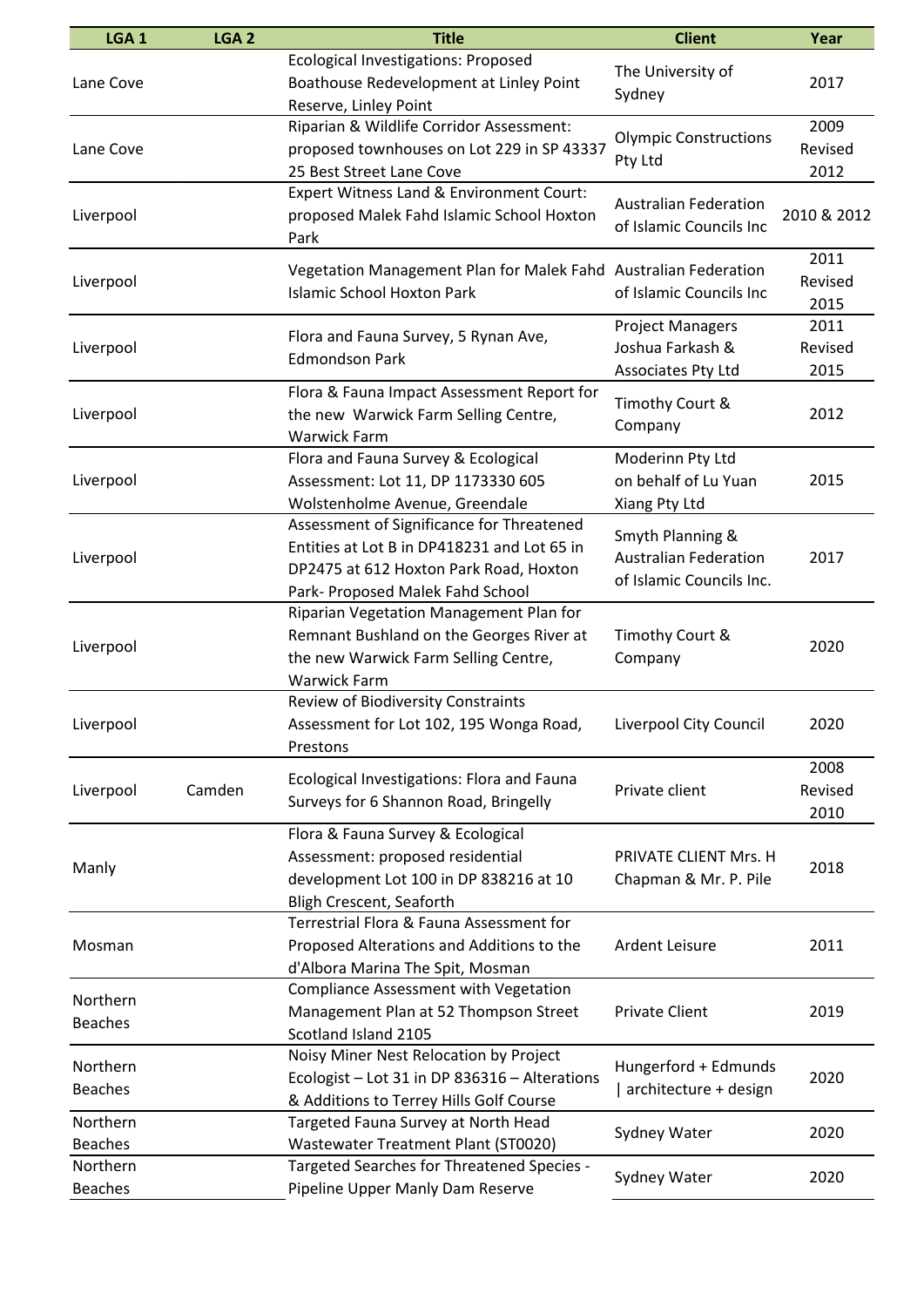| LGA 1 | LGA 2 | Title | Client | Year |
|---|---|---|---|---|
| Lane Cove | | Ecological Investigations: Proposed Boathouse Redevelopment at Linley Point Reserve, Linley Point | The University of Sydney | 2017 |
| Lane Cove | | Riparian & Wildlife Corridor Assessment: proposed townhouses on Lot 229 in SP 43337 25 Best Street Lane Cove | Olympic Constructions Pty Ltd | 2009 Revised 2012 |
| Liverpool | | Expert Witness Land & Environment Court: proposed Malek Fahd Islamic School Hoxton Park | Australian Federation of Islamic Councils Inc | 2010 & 2012 |
| Liverpool | | Vegetation Management Plan for Malek Fahd Islamic School Hoxton Park | Australian Federation of Islamic Councils Inc | 2011 Revised 2015 |
| Liverpool | | Flora and Fauna Survey, 5 Rynan Ave, Edmondson Park | Project Managers Joshua Farkash & Associates Pty Ltd | 2011 Revised 2015 |
| Liverpool | | Flora & Fauna Impact Assessment Report for the new Warwick Farm Selling Centre, Warwick Farm | Timothy Court & Company | 2012 |
| Liverpool | | Flora and Fauna Survey & Ecological Assessment: Lot 11, DP 1173330 605 Wolstenholme Avenue, Greendale | Moderinn Pty Ltd on behalf of Lu Yuan Xiang Pty Ltd | 2015 |
| Liverpool | | Assessment of Significance for Threatened Entities at Lot B in DP418231 and Lot 65 in DP2475 at 612 Hoxton Park Road, Hoxton Park- Proposed Malek Fahd School | Smyth Planning & Australian Federation of Islamic Councils Inc. | 2017 |
| Liverpool | | Riparian Vegetation Management Plan for Remnant Bushland on the Georges River at the new Warwick Farm Selling Centre, Warwick Farm | Timothy Court & Company | 2020 |
| Liverpool | | Review of Biodiversity Constraints Assessment for Lot 102, 195 Wonga Road, Prestons | Liverpool City Council | 2020 |
| Liverpool | Camden | Ecological Investigations: Flora and Fauna Surveys for 6 Shannon Road, Bringelly | Private client | 2008 Revised 2010 |
| Manly | | Flora & Fauna Survey & Ecological Assessment: proposed residential development Lot 100 in DP 838216 at 10 Bligh Crescent, Seaforth | PRIVATE CLIENT Mrs. H Chapman & Mr. P. Pile | 2018 |
| Mosman | | Terrestrial Flora & Fauna Assessment for Proposed Alterations and Additions to the d'Albora Marina The Spit, Mosman | Ardent Leisure | 2011 |
| Northern Beaches | | Compliance Assessment with Vegetation Management Plan at 52 Thompson Street Scotland Island 2105 | Private Client | 2019 |
| Northern Beaches | | Noisy Miner Nest Relocation by Project Ecologist – Lot 31 in DP 836316 – Alterations & Additions to Terrey Hills Golf Course | Hungerford + Edmunds \| architecture + design | 2020 |
| Northern Beaches | | Targeted Fauna Survey at North Head Wastewater Treatment Plant (ST0020) | Sydney Water | 2020 |
| Northern Beaches | | Targeted Searches for Threatened Species - Pipeline Upper Manly Dam Reserve | Sydney Water | 2020 |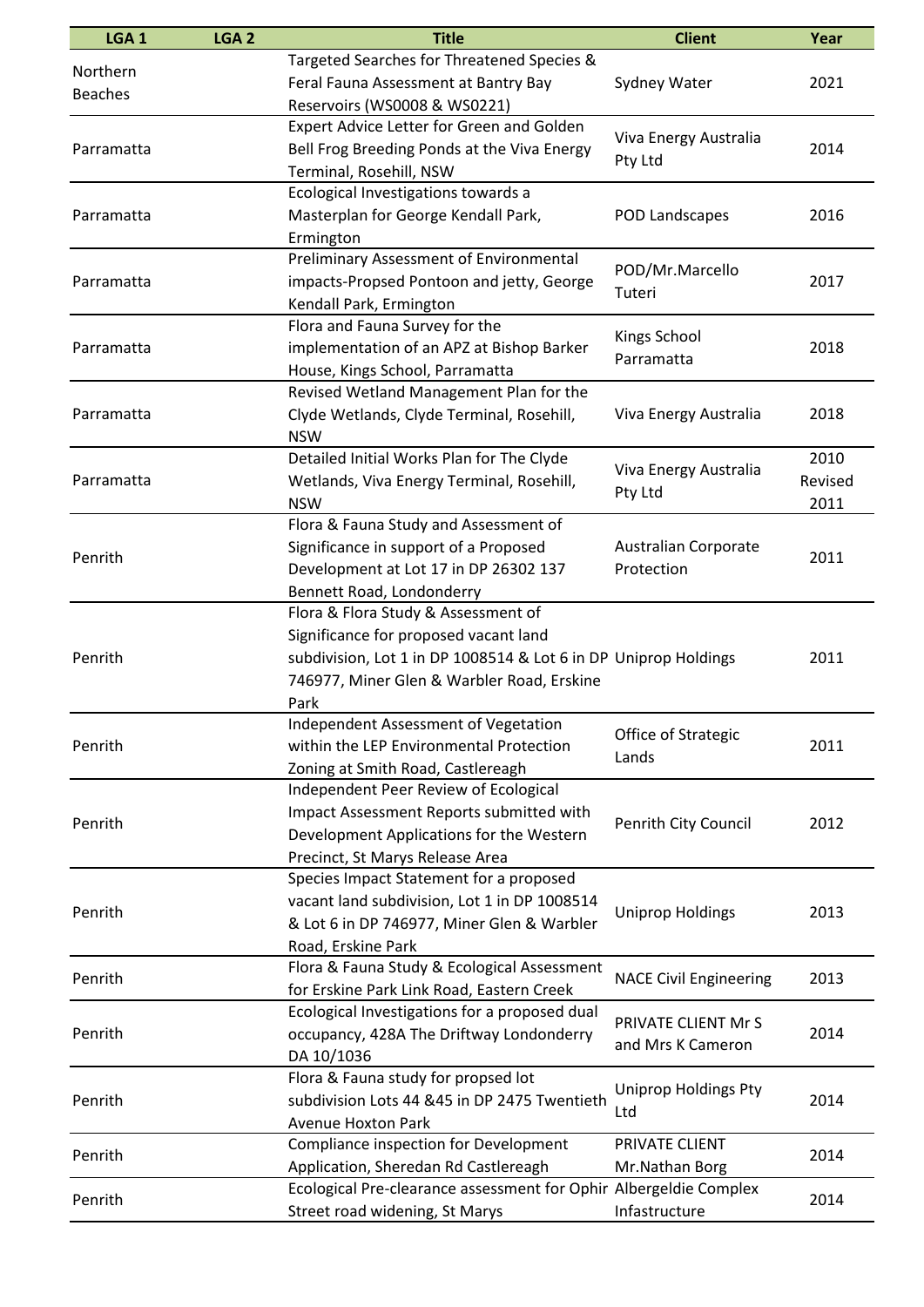| LGA 1 | LGA 2 | Title | Client | Year |
|---|---|---|---|---|
| Northern Beaches | | Targeted Searches for Threatened Species & Feral Fauna Assessment at Bantry Bay Reservoirs (WS0008 & WS0221) | Sydney Water | 2021 |
| Parramatta | | Expert Advice Letter for Green and Golden Bell Frog Breeding Ponds at the Viva Energy Terminal, Rosehill, NSW | Viva Energy Australia Pty Ltd | 2014 |
| Parramatta | | Ecological Investigations towards a Masterplan for George Kendall Park, Ermington | POD Landscapes | 2016 |
| Parramatta | | Preliminary Assessment of Environmental impacts-Propsed Pontoon and jetty, George Kendall Park, Ermington | POD/Mr.Marcello Tuteri | 2017 |
| Parramatta | | Flora and Fauna Survey for the implementation of an APZ at Bishop Barker House, Kings School, Parramatta | Kings School Parramatta | 2018 |
| Parramatta | | Revised Wetland Management Plan for the Clyde Wetlands, Clyde Terminal, Rosehill, NSW | Viva Energy Australia | 2018 |
| Parramatta | | Detailed Initial Works Plan for The Clyde Wetlands, Viva Energy Terminal, Rosehill, NSW | Viva Energy Australia Pty Ltd | 2010 Revised 2011 |
| Penrith | | Flora & Fauna Study and Assessment of Significance in support of a Proposed Development at Lot 17 in DP 26302 137 Bennett Road, Londonderry | Australian Corporate Protection | 2011 |
| Penrith | | Flora & Flora Study & Assessment of Significance for proposed vacant land subdivision, Lot 1 in DP 1008514 & Lot 6 in DP 746977, Miner Glen & Warbler Road, Erskine Park | Uniprop Holdings | 2011 |
| Penrith | | Independent Assessment of Vegetation within the LEP Environmental Protection Zoning at Smith Road, Castlereagh | Office of Strategic Lands | 2011 |
| Penrith | | Independent Peer Review of Ecological Impact Assessment Reports submitted with Development Applications for the Western Precinct, St Marys Release Area | Penrith City Council | 2012 |
| Penrith | | Species Impact Statement for a proposed vacant land subdivision, Lot 1 in DP 1008514 & Lot 6 in DP 746977, Miner Glen & Warbler Road, Erskine Park | Uniprop Holdings | 2013 |
| Penrith | | Flora & Fauna Study & Ecological Assessment for Erskine Park Link Road, Eastern Creek | NACE Civil Engineering | 2013 |
| Penrith | | Ecological Investigations for a proposed dual occupancy, 428A The Driftway Londonderry DA 10/1036 | PRIVATE CLIENT Mr S and Mrs K Cameron | 2014 |
| Penrith | | Flora & Fauna study for propsed lot subdivision Lots 44 &45 in DP 2475 Twentieth Avenue Hoxton Park | Uniprop Holdings Pty Ltd | 2014 |
| Penrith | | Compliance inspection for Development Application, Sheredan Rd Castlereagh | PRIVATE CLIENT Mr.Nathan Borg | 2014 |
| Penrith | | Ecological Pre-clearance assessment for Ophir Street road widening, St Marys | Albergeldie Complex Infastructure | 2014 |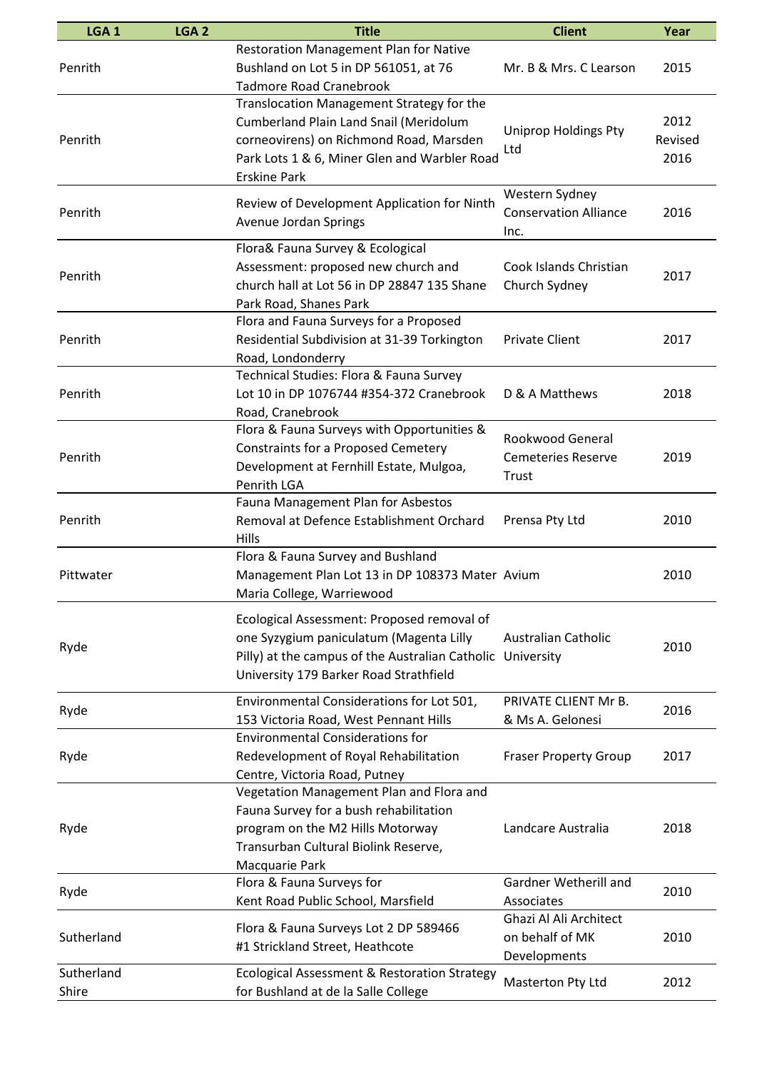| LGA 1 | LGA 2 | Title | Client | Year |
|---|---|---|---|---|
| Penrith | | Restoration Management Plan for Native Bushland on Lot 5 in DP 561051, at 76 Tadmore Road Cranebrook | Mr. B & Mrs. C Learson | 2015 |
| Penrith | | Translocation Management Strategy for the Cumberland Plain Land Snail (Meridolum corneovirens) on Richmond Road, Marsden Park Lots 1 & 6, Miner Glen and Warbler Road Erskine Park | Uniprop Holdings Pty Ltd | 2012 Revised 2016 |
| Penrith | | Review of Development Application for Ninth Avenue Jordan Springs | Western Sydney Conservation Alliance Inc. | 2016 |
| Penrith | | Flora& Fauna Survey & Ecological Assessment: proposed new church and church hall at Lot 56 in DP 28847 135 Shane Park Road, Shanes Park | Cook Islands Christian Church Sydney | 2017 |
| Penrith | | Flora and Fauna Surveys for a Proposed Residential Subdivision at 31-39 Torkington Road, Londonderry | Private Client | 2017 |
| Penrith | | Technical Studies: Flora & Fauna Survey Lot 10 in DP 1076744 #354-372 Cranebrook Road, Cranebrook | D & A Matthews | 2018 |
| Penrith | | Flora & Fauna Surveys with Opportunities & Constraints for a Proposed Cemetery Development at Fernhill Estate, Mulgoa, Penrith LGA | Rookwood General Cemeteries Reserve Trust | 2019 |
| Penrith | | Fauna Management Plan for Asbestos Removal at Defence Establishment Orchard Hills | Prensa Pty Ltd | 2010 |
| Pittwater | | Flora & Fauna Survey and Bushland Management Plan Lot 13 in DP 108373 Mater Maria College, Warriewood | Avium | 2010 |
| Ryde | | Ecological Assessment: Proposed removal of one Syzygium paniculatum (Magenta Lilly Pilly) at the campus of the Australian Catholic University 179 Barker Road Strathfield | Australian Catholic University | 2010 |
| Ryde | | Environmental Considerations for Lot 501, 153 Victoria Road, West Pennant Hills | PRIVATE CLIENT Mr B. & Ms A. Gelonesi | 2016 |
| Ryde | | Environmental Considerations for Redevelopment of Royal Rehabilitation Centre, Victoria Road, Putney | Fraser Property Group | 2017 |
| Ryde | | Vegetation Management Plan and Flora and Fauna Survey for a bush rehabilitation program on the M2 Hills Motorway Transurban Cultural Biolink Reserve, Macquarie Park | Landcare Australia | 2018 |
| Ryde | | Flora & Fauna Surveys for Kent Road Public School, Marsfield | Gardner Wetherill and Associates | 2010 |
| Sutherland | | Flora & Fauna Surveys Lot 2 DP 589466 #1 Strickland Street, Heathcote | Ghazi Al Ali Architect on behalf of MK Developments | 2010 |
| Sutherland Shire | | Ecological Assessment & Restoration Strategy for Bushland at de la Salle College | Masterton Pty Ltd | 2012 |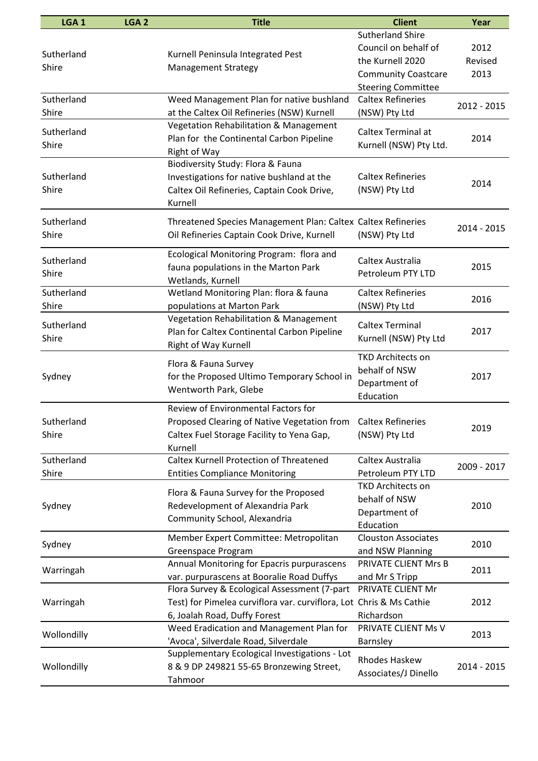| LGA 1 | LGA 2 | Title | Client | Year |
|---|---|---|---|---|
| Sutherland Shire | | Kurnell Peninsula Integrated Pest Management Strategy | Sutherland Shire Council on behalf of the Kurnell 2020 Community Coastcare Steering Committee | 2012 Revised 2013 |
| Sutherland Shire | | Weed Management Plan for native bushland at the Caltex Oil Refineries (NSW) Kurnell | Caltex Refineries (NSW) Pty Ltd | 2012 - 2015 |
| Sutherland Shire | | Vegetation Rehabilitation & Management Plan for the Continental Carbon Pipeline Right of Way | Caltex Terminal at Kurnell (NSW) Pty Ltd. | 2014 |
| Sutherland Shire | | Biodiversity Study: Flora & Fauna Investigations for native bushland at the Caltex Oil Refineries, Captain Cook Drive, Kurnell | Caltex Refineries (NSW) Pty Ltd | 2014 |
| Sutherland Shire | | Threatened Species Management Plan: Caltex Oil Refineries Captain Cook Drive, Kurnell | Caltex Refineries (NSW) Pty Ltd | 2014 - 2015 |
| Sutherland Shire | | Ecological Monitoring Program: flora and fauna populations in the Marton Park Wetlands, Kurnell | Caltex Australia Petroleum PTY LTD | 2015 |
| Sutherland Shire | | Wetland Monitoring Plan: flora & fauna populations at Marton Park | Caltex Refineries (NSW) Pty Ltd | 2016 |
| Sutherland Shire | | Vegetation Rehabilitation & Management Plan for Caltex Continental Carbon Pipeline Right of Way Kurnell | Caltex Terminal Kurnell (NSW) Pty Ltd | 2017 |
| Sydney | | Flora & Fauna Survey for the Proposed Ultimo Temporary School in Wentworth Park, Glebe | TKD Architects on behalf of NSW Department of Education | 2017 |
| Sutherland Shire | | Review of Environmental Factors for Proposed Clearing of Native Vegetation from Caltex Fuel Storage Facility to Yena Gap, Kurnell | Caltex Refineries (NSW) Pty Ltd | 2019 |
| Sutherland Shire | | Caltex Kurnell Protection of Threatened Entities Compliance Monitoring | Caltex Australia Petroleum PTY LTD | 2009 - 2017 |
| Sydney | | Flora & Fauna Survey for the Proposed Redevelopment of Alexandria Park Community School, Alexandria | TKD Architects on behalf of NSW Department of Education | 2010 |
| Sydney | | Member Expert Committee: Metropolitan Greenspace Program | Clouston Associates and NSW Planning | 2010 |
| Warringah | | Annual Monitoring for Epacris purpurascens var. purpurascens at Booralie Road Duffys | PRIVATE CLIENT Mrs B and Mr S Tripp | 2011 |
| Warringah | | Flora Survey & Ecological Assessment (7-part Test) for Pimelea curviflora var. curviflora, Lot 6, Joalah Road, Duffy Forest | PRIVATE CLIENT Mr Chris & Ms Cathie Richardson | 2012 |
| Wollondilly | | Weed Eradication and Management Plan for 'Avoca', Silverdale Road, Silverdale | PRIVATE CLIENT Ms V Barnsley | 2013 |
| Wollondilly | | Supplementary Ecological Investigations - Lot 8 & 9 DP 249821 55-65 Bronzewing Street, Tahmoor | Rhodes Haskew Associates/J Dinello | 2014 - 2015 |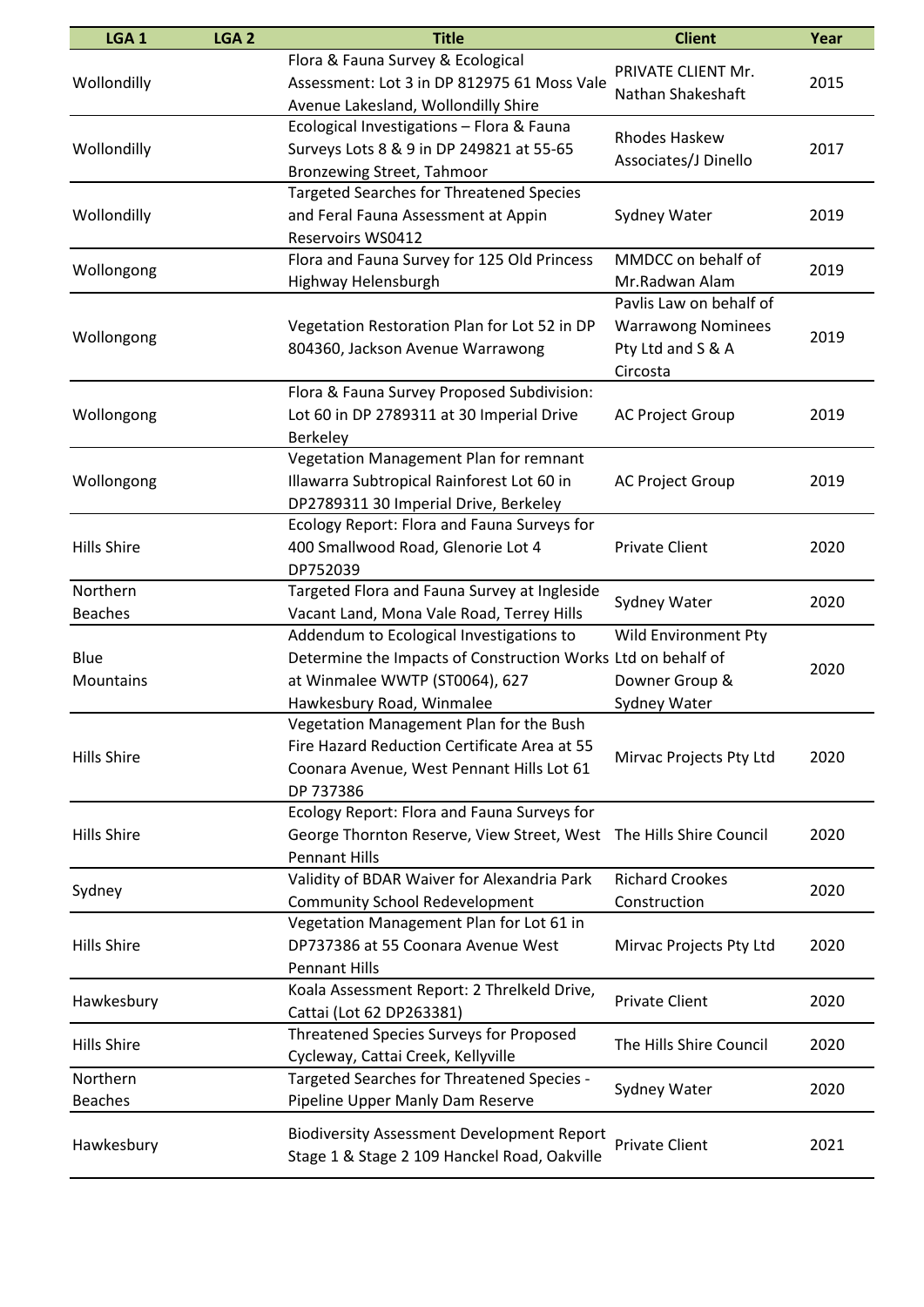| LGA 1 | LGA 2 | Title | Client | Year |
|---|---|---|---|---|
| Wollondilly | | Flora & Fauna Survey & Ecological Assessment: Lot 3 in DP 812975 61 Moss Vale Avenue Lakesland, Wollondilly Shire | PRIVATE CLIENT Mr. Nathan Shakeshaft | 2015 |
| Wollondilly | | Ecological Investigations – Flora & Fauna Surveys Lots 8 & 9 in DP 249821 at 55-65 Bronzewing Street, Tahmoor | Rhodes Haskew Associates/J Dinello | 2017 |
| Wollondilly | | Targeted Searches for Threatened Species and Feral Fauna Assessment at Appin Reservoirs WS0412 | Sydney Water | 2019 |
| Wollongong | | Flora and Fauna Survey for 125 Old Princess Highway Helensburgh | MMDCC on behalf of Mr.Radwan Alam | 2019 |
| Wollongong | | Vegetation Restoration Plan for Lot 52 in DP 804360, Jackson Avenue Warrawong | Pavlis Law on behalf of Warrawong Nominees Pty Ltd and S & A Circosta | 2019 |
| Wollongong | | Flora & Fauna Survey Proposed Subdivision: Lot 60 in DP 2789311 at 30 Imperial Drive Berkeley | AC Project Group | 2019 |
| Wollongong | | Vegetation Management Plan for remnant Illawarra Subtropical Rainforest Lot 60 in DP2789311 30 Imperial Drive, Berkeley | AC Project Group | 2019 |
| Hills Shire | | Ecology Report: Flora and Fauna Surveys for 400 Smallwood Road, Glenorie Lot 4 DP752039 | Private Client | 2020 |
| Northern Beaches | | Targeted Flora and Fauna Survey at Ingleside Vacant Land, Mona Vale Road, Terrey Hills | Sydney Water | 2020 |
| Blue Mountains | | Addendum to Ecological Investigations to Determine the Impacts of Construction Works at Winmalee WWTP (ST0064), 627 Hawkesbury Road, Winmalee | Wild Environment Pty Ltd on behalf of Downer Group & Sydney Water | 2020 |
| Hills Shire | | Vegetation Management Plan for the Bush Fire Hazard Reduction Certificate Area at 55 Coonara Avenue, West Pennant Hills Lot 61 DP 737386 | Mirvac Projects Pty Ltd | 2020 |
| Hills Shire | | Ecology Report: Flora and Fauna Surveys for George Thornton Reserve, View Street, West Pennant Hills | The Hills Shire Council | 2020 |
| Sydney | | Validity of BDAR Waiver for Alexandria Park Community School Redevelopment | Richard Crookes Construction | 2020 |
| Hills Shire | | Vegetation Management Plan for Lot 61 in DP737386 at 55 Coonara Avenue West Pennant Hills | Mirvac Projects Pty Ltd | 2020 |
| Hawkesbury | | Koala Assessment Report: 2 Threlkeld Drive, Cattai (Lot 62 DP263381) | Private Client | 2020 |
| Hills Shire | | Threatened Species Surveys for Proposed Cycleway, Cattai Creek, Kellyville | The Hills Shire Council | 2020 |
| Northern Beaches | | Targeted Searches for Threatened Species - Pipeline Upper Manly Dam Reserve | Sydney Water | 2020 |
| Hawkesbury | | Biodiversity Assessment Development Report Stage 1 & Stage 2 109 Hanckel Road, Oakville | Private Client | 2021 |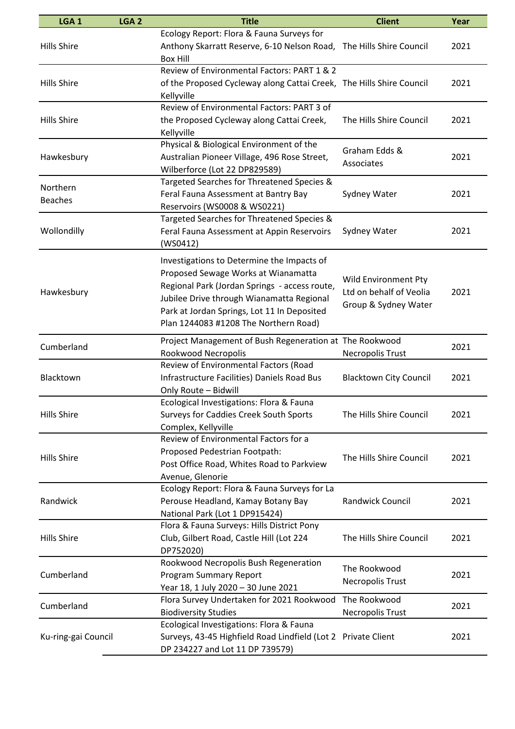| LGA 1 | LGA 2 | Title | Client | Year |
|---|---|---|---|---|
| Hills Shire | | Ecology Report: Flora & Fauna Surveys for Anthony Skarratt Reserve, 6-10 Nelson Road, Box Hill | The Hills Shire Council | 2021 |
| Hills Shire | | Review of Environmental Factors: PART 1 & 2 of the Proposed Cycleway along Cattai Creek, Kellyville | The Hills Shire Council | 2021 |
| Hills Shire | | Review of Environmental Factors: PART 3 of the Proposed Cycleway along Cattai Creek, Kellyville | The Hills Shire Council | 2021 |
| Hawkesbury | | Physical & Biological Environment of the Australian Pioneer Village, 496 Rose Street, Wilberforce (Lot 22 DP829589) | Graham Edds & Associates | 2021 |
| Northern Beaches | | Targeted Searches for Threatened Species & Feral Fauna Assessment at Bantry Bay Reservoirs (WS0008 & WS0221) | Sydney Water | 2021 |
| Wollondilly | | Targeted Searches for Threatened Species & Feral Fauna Assessment at Appin Reservoirs (WS0412) | Sydney Water | 2021 |
| Hawkesbury | | Investigations to Determine the Impacts of Proposed Sewage Works at Wianamatta Regional Park (Jordan Springs - access route, Jubilee Drive through Wianamatta Regional Park at Jordan Springs, Lot 11 In Deposited Plan 1244083 #1208 The Northern Road) | Wild Environment Pty Ltd on behalf of Veolia Group & Sydney Water | 2021 |
| Cumberland | | Project Management of Bush Regeneration at Rookwood Necropolis | The Rookwood Necropolis Trust | 2021 |
| Blacktown | | Review of Environmental Factors (Road Infrastructure Facilities) Daniels Road Bus Only Route – Bidwill | Blacktown City Council | 2021 |
| Hills Shire | | Ecological Investigations: Flora & Fauna Surveys for Caddies Creek South Sports Complex, Kellyville | The Hills Shire Council | 2021 |
| Hills Shire | | Review of Environmental Factors for a Proposed Pedestrian Footpath: Post Office Road, Whites Road to Parkview Avenue, Glenorie | The Hills Shire Council | 2021 |
| Randwick | | Ecology Report: Flora & Fauna Surveys for La Perouse Headland, Kamay Botany Bay National Park (Lot 1 DP915424) | Randwick Council | 2021 |
| Hills Shire | | Flora & Fauna Surveys: Hills District Pony Club, Gilbert Road, Castle Hill (Lot 224 DP752020) | The Hills Shire Council | 2021 |
| Cumberland | | Rookwood Necropolis Bush Regeneration Program Summary Report Year 18, 1 July 2020 – 30 June 2021 | The Rookwood Necropolis Trust | 2021 |
| Cumberland | | Flora Survey Undertaken for 2021 Rookwood Biodiversity Studies | The Rookwood Necropolis Trust | 2021 |
| Ku-ring-gai Council | | Ecological Investigations: Flora & Fauna Surveys, 43-45 Highfield Road Lindfield (Lot 2 DP 234227 and Lot 11 DP 739579) | Private Client | 2021 |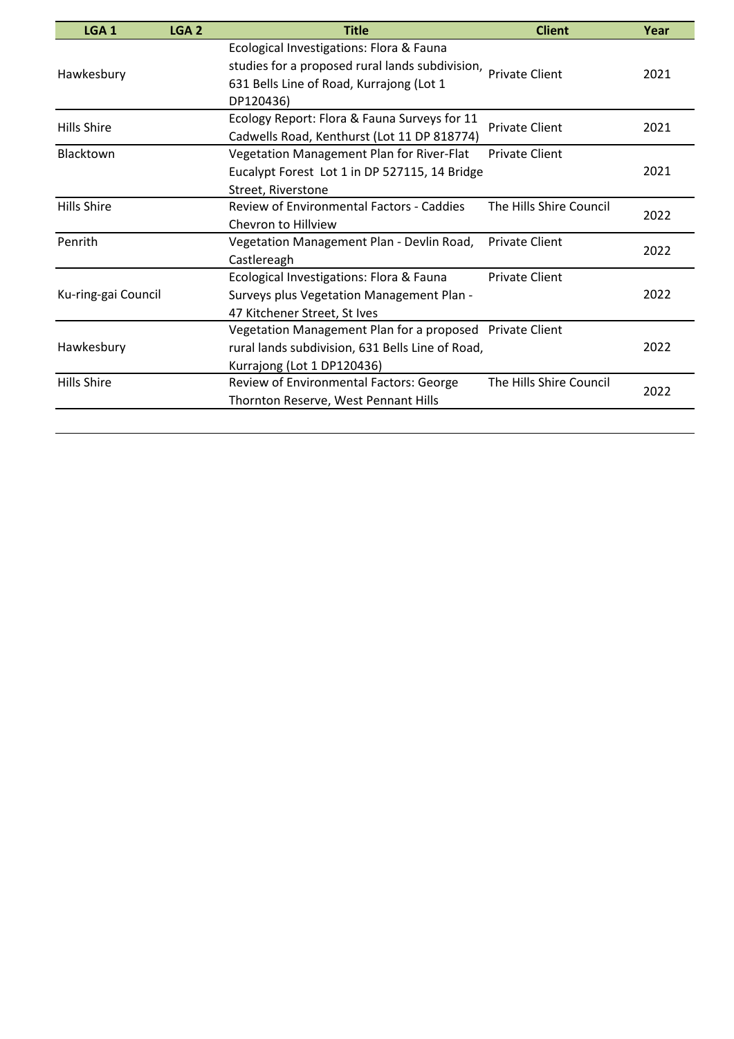| LGA 1 | LGA 2 | Title | Client | Year |
|---|---|---|---|---|
| Hawkesbury | | Ecological Investigations: Flora & Fauna studies for a proposed rural lands subdivision, 631 Bells Line of Road, Kurrajong (Lot 1 DP120436) | Private Client | 2021 |
| Hills Shire | | Ecology Report: Flora & Fauna Surveys for 11 Cadwells Road, Kenthurst (Lot 11 DP 818774) | Private Client | 2021 |
| Blacktown | | Vegetation Management Plan for River-Flat Eucalypt Forest Lot 1 in DP 527115, 14 Bridge Street, Riverstone | Private Client | 2021 |
| Hills Shire | | Review of Environmental Factors - Caddies Chevron to Hillview | The Hills Shire Council | 2022 |
| Penrith | | Vegetation Management Plan - Devlin Road, Castlereagh | Private Client | 2022 |
| Ku-ring-gai Council | | Ecological Investigations: Flora & Fauna Surveys plus Vegetation Management Plan - 47 Kitchener Street, St Ives | Private Client | 2022 |
| Hawkesbury | | Vegetation Management Plan for a proposed rural lands subdivision, 631 Bells Line of Road, Kurrajong (Lot 1 DP120436) | Private Client | 2022 |
| Hills Shire | | Review of Environmental Factors: George Thornton Reserve, West Pennant Hills | The Hills Shire Council | 2022 |